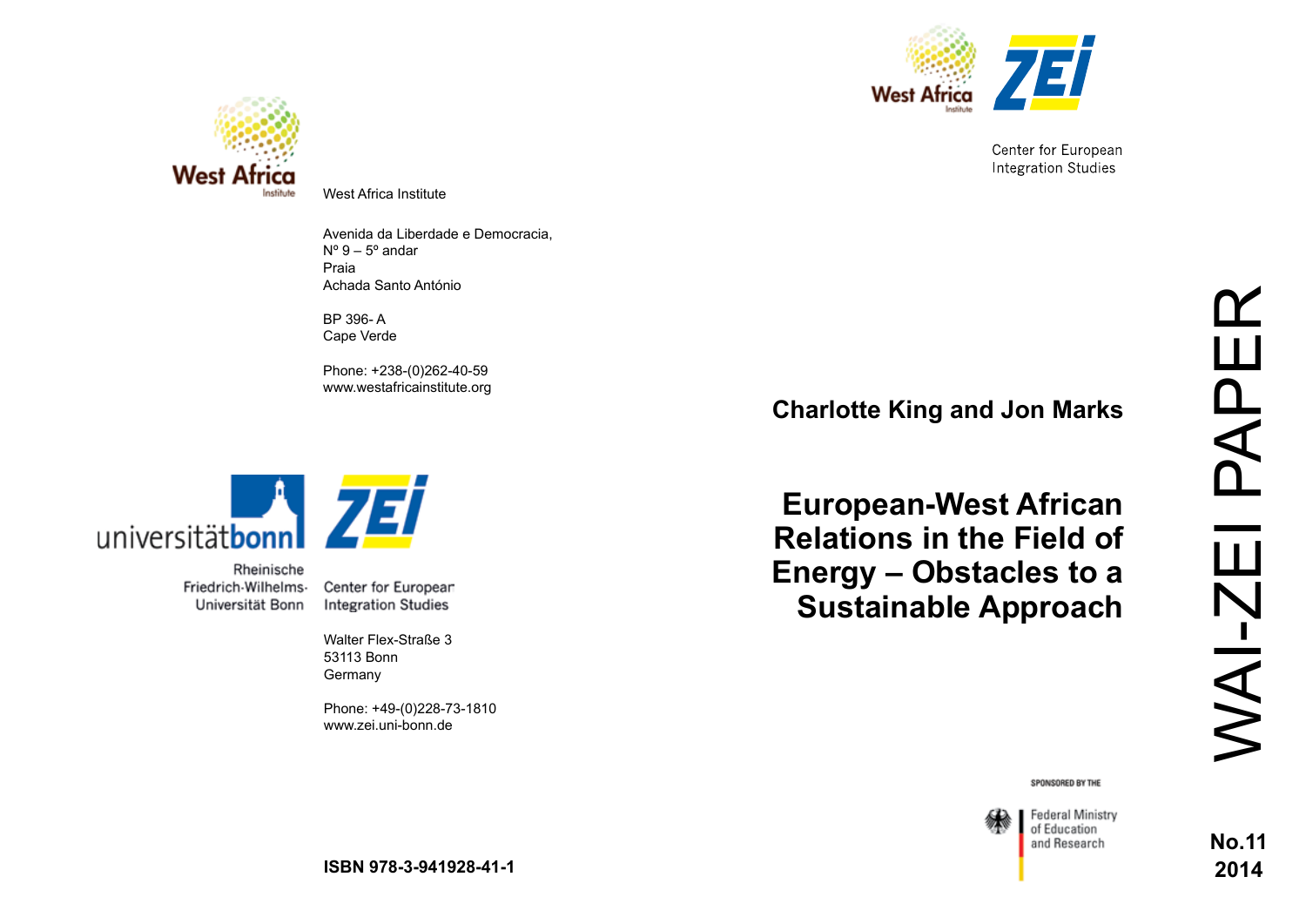West Africa Institute

Avenida da Liberdade e Democracia,
Nº 9 – 5º andar
Praia
Achada Santo António

BP 396- A
Cape Verde

Phone: +238-(0)262-40-59
www.westafricainstitute.org

Rheinische Friedrich-Wilhelms-Universität Bonn

Center for European Integration Studies

Walter Flex-Straße 3
53113 Bonn
Germany

Phone: +49-(0)228-73-1810
www.zei.uni-bonn.de

**ISBN 978-3-941928-41-1**

Center for European Integration Studies

**Charlotte King and Jon Marks**

# European-West African Relations in the Field of Energy – Obstacles to a Sustainable Approach

WAI-ZEI PAPER

**No.11**
**2014**

SPONSORED BY THE

Federal Ministry of Education and Research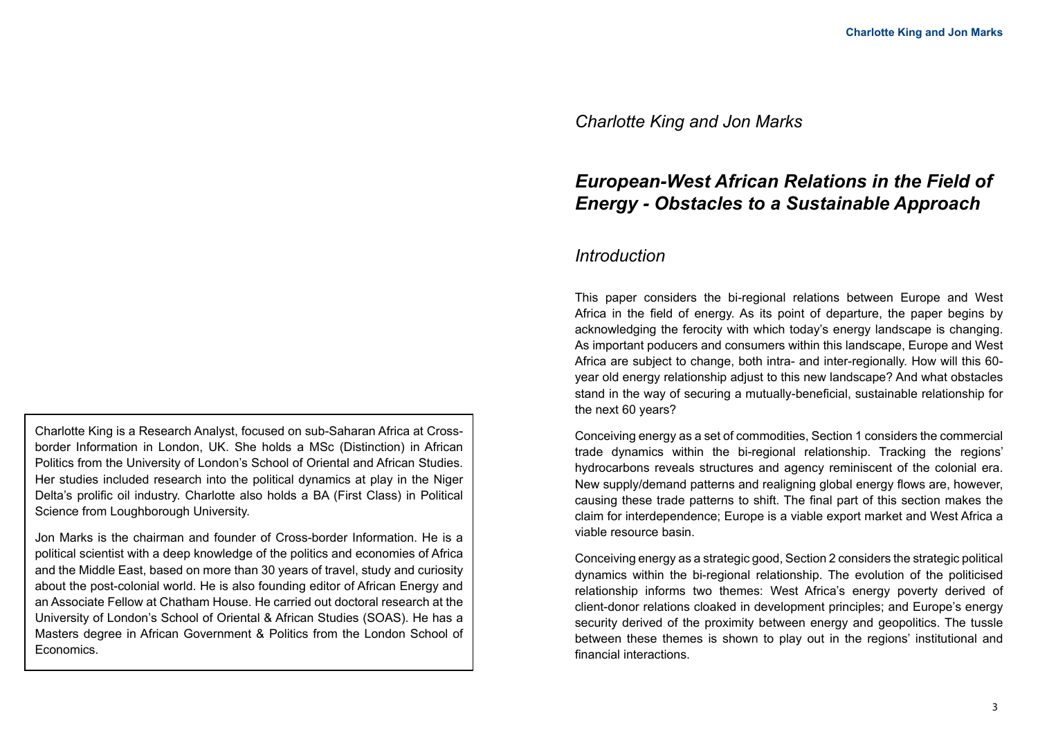Charlotte King is a Research Analyst, focused on sub-Saharan Africa at Cross-border Information in London, UK. She holds a MSc (Distinction) in African Politics from the University of London's School of Oriental and African Studies. Her studies included research into the political dynamics at play in the Niger Delta's prolific oil industry. Charlotte also holds a BA (First Class) in Political Science from Loughborough University.

Jon Marks is the chairman and founder of Cross-border Information. He is a political scientist with a deep knowledge of the politics and economies of Africa and the Middle East, based on more than 30 years of travel, study and curiosity about the post-colonial world. He is also founding editor of African Energy and an Associate Fellow at Chatham House. He carried out doctoral research at the University of London's School of Oriental & African Studies (SOAS). He has a Masters degree in African Government & Politics from the London School of Economics.

*Charlotte King and Jon Marks*

# *European-West African Relations in the Field of Energy - Obstacles to a Sustainable Approach*

## *Introduction*

This paper considers the bi-regional relations between Europe and West Africa in the field of energy. As its point of departure, the paper begins by acknowledging the ferocity with which today's energy landscape is changing. As important poducers and consumers within this landscape, Europe and West Africa are subject to change, both intra- and inter-regionally. How will this 60-year old energy relationship adjust to this new landscape? And what obstacles stand in the way of securing a mutually-beneficial, sustainable relationship for the next 60 years?

Conceiving energy as a set of commodities, Section 1 considers the commercial trade dynamics within the bi-regional relationship. Tracking the regions' hydrocarbons reveals structures and agency reminiscent of the colonial era. New supply/demand patterns and realigning global energy flows are, however, causing these trade patterns to shift. The final part of this section makes the claim for interdependence; Europe is a viable export market and West Africa a viable resource basin.

Conceiving energy as a strategic good, Section 2 considers the strategic political dynamics within the bi-regional relationship. The evolution of the politicised relationship informs two themes: West Africa's energy poverty derived of client-donor relations cloaked in development principles; and Europe's energy security derived of the proximity between energy and geopolitics. The tussle between these themes is shown to play out in the regions' institutional and financial interactions.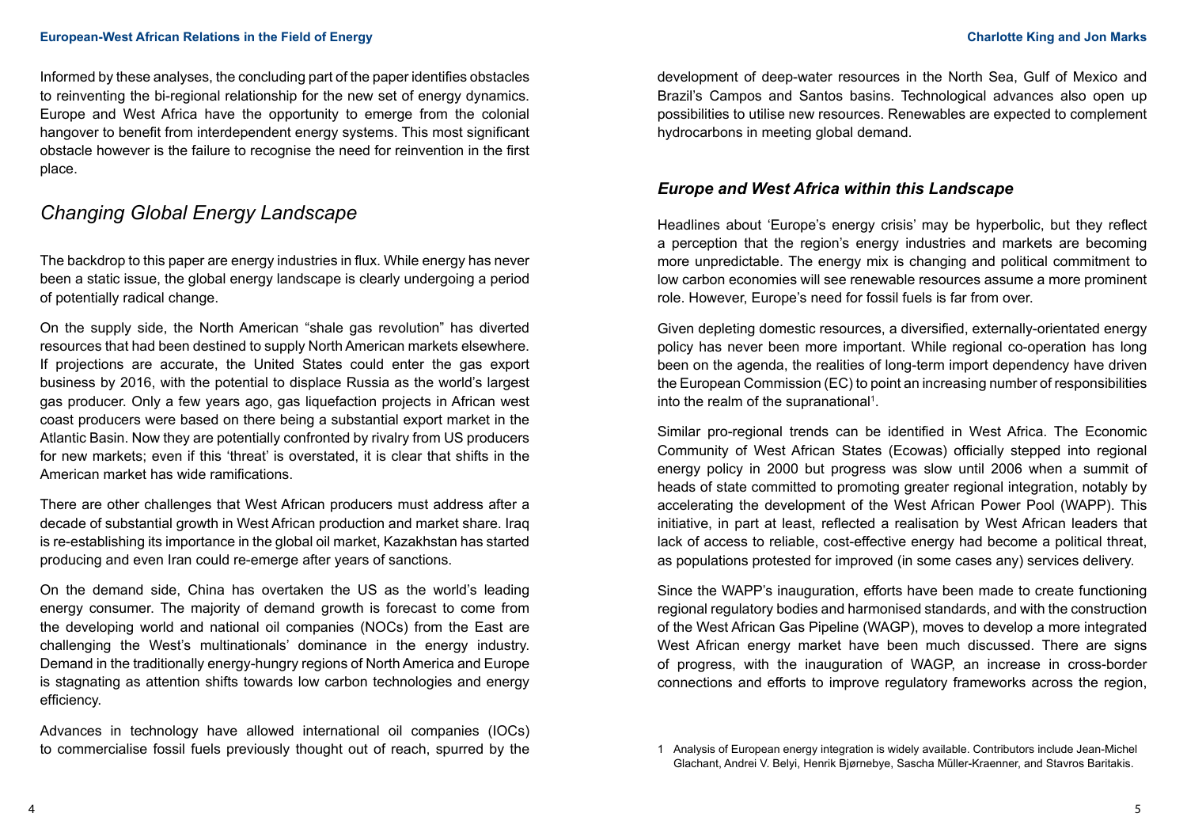Informed by these analyses, the concluding part of the paper identifies obstacles to reinventing the bi-regional relationship for the new set of energy dynamics. Europe and West Africa have the opportunity to emerge from the colonial hangover to benefit from interdependent energy systems. This most significant obstacle however is the failure to recognise the need for reinvention in the first place.

## *Changing Global Energy Landscape*

The backdrop to this paper are energy industries in flux. While energy has never been a static issue, the global energy landscape is clearly undergoing a period of potentially radical change.

On the supply side, the North American "shale gas revolution" has diverted resources that had been destined to supply North American markets elsewhere. If projections are accurate, the United States could enter the gas export business by 2016, with the potential to displace Russia as the world's largest gas producer. Only a few years ago, gas liquefaction projects in African west coast producers were based on there being a substantial export market in the Atlantic Basin. Now they are potentially confronted by rivalry from US producers for new markets; even if this 'threat' is overstated, it is clear that shifts in the American market has wide ramifications.

There are other challenges that West African producers must address after a decade of substantial growth in West African production and market share. Iraq is re-establishing its importance in the global oil market, Kazakhstan has started producing and even Iran could re-emerge after years of sanctions.

On the demand side, China has overtaken the US as the world's leading energy consumer. The majority of demand growth is forecast to come from the developing world and national oil companies (NOCs) from the East are challenging the West's multinationals' dominance in the energy industry. Demand in the traditionally energy-hungry regions of North America and Europe is stagnating as attention shifts towards low carbon technologies and energy efficiency.

Advances in technology have allowed international oil companies (IOCs) to commercialise fossil fuels previously thought out of reach, spurred by the development of deep-water resources in the North Sea, Gulf of Mexico and Brazil's Campos and Santos basins. Technological advances also open up possibilities to utilise new resources. Renewables are expected to complement hydrocarbons in meeting global demand.

### *Europe and West Africa within this Landscape*

Headlines about 'Europe's energy crisis' may be hyperbolic, but they reflect a perception that the region's energy industries and markets are becoming more unpredictable. The energy mix is changing and political commitment to low carbon economies will see renewable resources assume a more prominent role. However, Europe's need for fossil fuels is far from over.

Given depleting domestic resources, a diversified, externally-orientated energy policy has never been more important. While regional co-operation has long been on the agenda, the realities of long-term import dependency have driven the European Commission (EC) to point an increasing number of responsibilities into the realm of the supranational[1].

Similar pro-regional trends can be identified in West Africa. The Economic Community of West African States (Ecowas) officially stepped into regional energy policy in 2000 but progress was slow until 2006 when a summit of heads of state committed to promoting greater regional integration, notably by accelerating the development of the West African Power Pool (WAPP). This initiative, in part at least, reflected a realisation by West African leaders that lack of access to reliable, cost-effective energy had become a political threat, as populations protested for improved (in some cases any) services delivery.

Since the WAPP's inauguration, efforts have been made to create functioning regional regulatory bodies and harmonised standards, and with the construction of the West African Gas Pipeline (WAGP), moves to develop a more integrated West African energy market have been much discussed. There are signs of progress, with the inauguration of WAGP, an increase in cross-border connections and efforts to improve regulatory frameworks across the region,

1 Analysis of European energy integration is widely available. Contributors include Jean-Michel Glachant, Andrei V. Belyi, Henrik Bjørnebye, Sascha Müller-Kraenner, and Stavros Baritakis.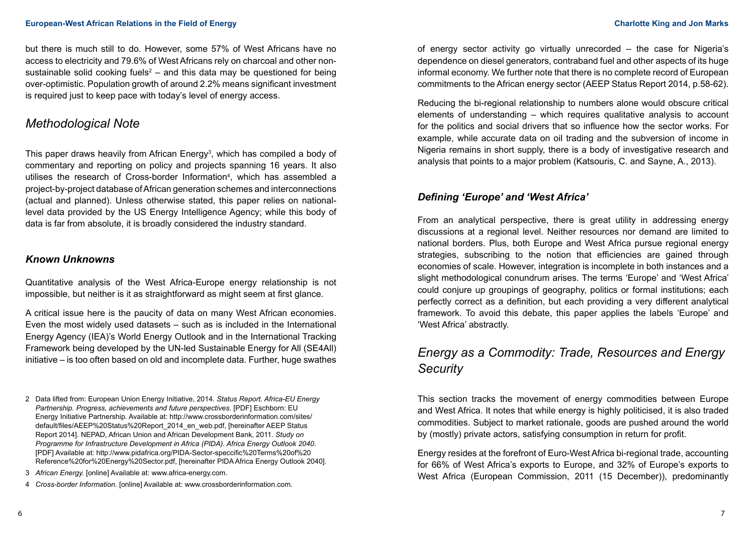but there is much still to do. However, some 57% of West Africans have no access to electricity and 79.6% of West Africans rely on charcoal and other non-sustainable solid cooking fuels[2] – and this data may be questioned for being over-optimistic. Population growth of around 2.2% means significant investment is required just to keep pace with today's level of energy access.

## *Methodological Note*

This paper draws heavily from African Energy[3], which has compiled a body of commentary and reporting on policy and projects spanning 16 years. It also utilises the research of Cross-border Information[4], which has assembled a project-by-project database of African generation schemes and interconnections (actual and planned). Unless otherwise stated, this paper relies on national-level data provided by the US Energy Intelligence Agency; while this body of data is far from absolute, it is broadly considered the industry standard.

### ***Known Unknowns***

Quantitative analysis of the West Africa-Europe energy relationship is not impossible, but neither is it as straightforward as might seem at first glance.

A critical issue here is the paucity of data on many West African economies. Even the most widely used datasets – such as is included in the International Energy Agency (IEA)'s World Energy Outlook and in the International Tracking Framework being developed by the UN-led Sustainable Energy for All (SE4All) initiative – is too often based on old and incomplete data. Further, huge swathes of energy sector activity go virtually unrecorded – the case for Nigeria's dependence on diesel generators, contraband fuel and other aspects of its huge informal economy. We further note that there is no complete record of European commitments to the African energy sector (AEEP Status Report 2014, p.58-62).

Reducing the bi-regional relationship to numbers alone would obscure critical elements of understanding – which requires qualitative analysis to account for the politics and social drivers that so influence how the sector works. For example, while accurate data on oil trading and the subversion of income in Nigeria remains in short supply, there is a body of investigative research and analysis that points to a major problem (Katsouris, C. and Sayne, A., 2013).

### ***Defining 'Europe' and 'West Africa'***

From an analytical perspective, there is great utility in addressing energy discussions at a regional level. Neither resources nor demand are limited to national borders. Plus, both Europe and West Africa pursue regional energy strategies, subscribing to the notion that efficiencies are gained through economies of scale. However, integration is incomplete in both instances and a slight methodological conundrum arises. The terms 'Europe' and 'West Africa' could conjure up groupings of geography, politics or formal institutions; each perfectly correct as a definition, but each providing a very different analytical framework. To avoid this debate, this paper applies the labels 'Europe' and 'West Africa' abstractly.

## *Energy as a Commodity: Trade, Resources and Energy Security*

This section tracks the movement of energy commodities between Europe and West Africa. It notes that while energy is highly politicised, it is also traded commodities. Subject to market rationale, goods are pushed around the world by (mostly) private actors, satisfying consumption in return for profit.

Energy resides at the forefront of Euro-West Africa bi-regional trade, accounting for 66% of West Africa's exports to Europe, and 32% of Europe's exports to West Africa (European Commission, 2011 (15 December)), predominantly

---

2 Data lifted from: European Union Energy Initiative, 2014. *Status Report. Africa-EU Energy Partnership. Progress, achievements and future perspectives*. [PDF] Eschborn: EU Energy Initiative Partnership. Available at: http://www.crossborderinformation.com/sites/default/files/AEEP%20Status%20Report_2014_en_web.pdf, [hereinafter AEEP Status Report 2014]. NEPAD, African Union and African Development Bank, 2011. *Study on Programme for Infrastructure Development in Africa (PIDA). Africa Energy Outlook 2040*. [PDF] Available at: http://www.pidafrica.org/PIDA-Sector-speccific%20Terms%20of%20Reference%20for%20Energy%20Sector.pdf, [hereinafter PIDA Africa Energy Outlook 2040].

3 *African Energy.* [online] Available at: www.africa-energy.com.

4 *Cross-border Information.* [online] Available at: www.crossborderinformation.com.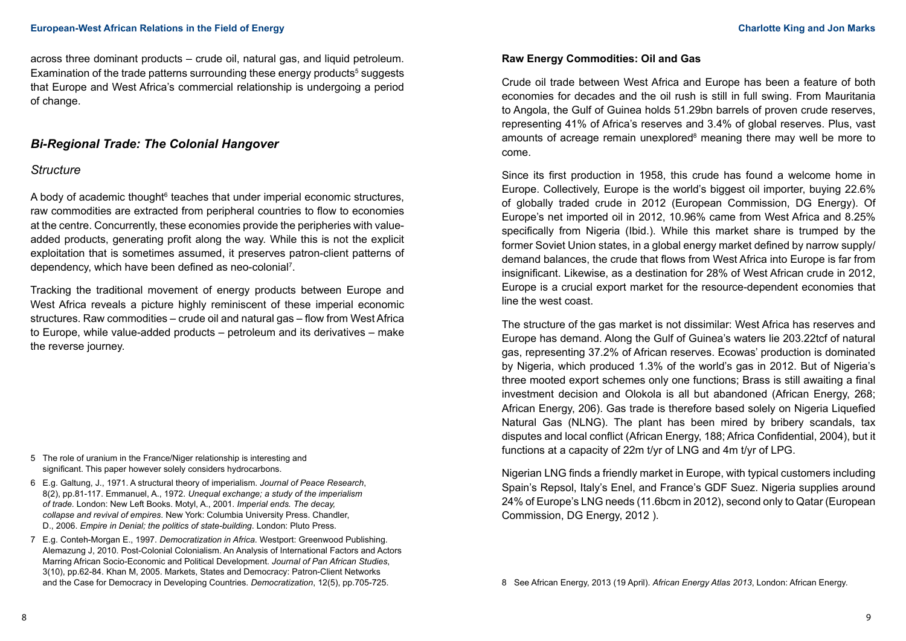across three dominant products – crude oil, natural gas, and liquid petroleum. Examination of the trade patterns surrounding these energy products[5] suggests that Europe and West Africa's commercial relationship is undergoing a period of change.

## *Bi-Regional Trade: The Colonial Hangover*

### *Structure*

A body of academic thought[6] teaches that under imperial economic structures, raw commodities are extracted from peripheral countries to flow to economies at the centre. Concurrently, these economies provide the peripheries with value-added products, generating profit along the way. While this is not the explicit exploitation that is sometimes assumed, it preserves patron-client patterns of dependency, which have been defined as neo-colonial[7].

Tracking the traditional movement of energy products between Europe and West Africa reveals a picture highly reminiscent of these imperial economic structures. Raw commodities – crude oil and natural gas – flow from West Africa to Europe, while value-added products – petroleum and its derivatives – make the reverse journey.

5 The role of uranium in the France/Niger relationship is interesting and significant. This paper however solely considers hydrocarbons.

6 E.g. Galtung, J., 1971. A structural theory of imperialism. *Journal of Peace Research*, 8(2), pp.81-117. Emmanuel, A., 1972. *Unequal exchange; a study of the imperialism of trade*. London: New Left Books. Motyl, A., 2001. *Imperial ends. The decay, collapse and revival of empires*. New York: Columbia University Press. Chandler, D., 2006. *Empire in Denial; the politics of state-building*. London: Pluto Press.

7 E.g. Conteh-Morgan E., 1997. *Democratization in Africa*. Westport: Greenwood Publishing. Alemazung J, 2010. Post-Colonial Colonialism. An Analysis of International Factors and Actors Marring African Socio-Economic and Political Development. *Journal of Pan African Studies*, 3(10), pp.62-84. Khan M, 2005. Markets, States and Democracy: Patron-Client Networks and the Case for Democracy in Developing Countries. *Democratization*, 12(5), pp.705-725.

**Raw Energy Commodities: Oil and Gas**

Crude oil trade between West Africa and Europe has been a feature of both economies for decades and the oil rush is still in full swing. From Mauritania to Angola, the Gulf of Guinea holds 51.29bn barrels of proven crude reserves, representing 41% of Africa's reserves and 3.4% of global reserves. Plus, vast amounts of acreage remain unexplored[8] meaning there may well be more to come.

Since its first production in 1958, this crude has found a welcome home in Europe. Collectively, Europe is the world's biggest oil importer, buying 22.6% of globally traded crude in 2012 (European Commission, DG Energy). Of Europe's net imported oil in 2012, 10.96% came from West Africa and 8.25% specifically from Nigeria (Ibid.). While this market share is trumped by the former Soviet Union states, in a global energy market defined by narrow supply/demand balances, the crude that flows from West Africa into Europe is far from insignificant. Likewise, as a destination for 28% of West African crude in 2012, Europe is a crucial export market for the resource-dependent economies that line the west coast.

The structure of the gas market is not dissimilar: West Africa has reserves and Europe has demand. Along the Gulf of Guinea's waters lie 203.22tcf of natural gas, representing 37.2% of African reserves. Ecowas' production is dominated by Nigeria, which produced 1.3% of the world's gas in 2012. But of Nigeria's three mooted export schemes only one functions; Brass is still awaiting a final investment decision and Olokola is all but abandoned (African Energy, 268; African Energy, 206). Gas trade is therefore based solely on Nigeria Liquefied Natural Gas (NLNG). The plant has been mired by bribery scandals, tax disputes and local conflict (African Energy, 188; Africa Confidential, 2004), but it functions at a capacity of 22m t/yr of LNG and 4m t/yr of LPG.

Nigerian LNG finds a friendly market in Europe, with typical customers including Spain's Repsol, Italy's Enel, and France's GDF Suez. Nigeria supplies around 24% of Europe's LNG needs (11.6bcm in 2012), second only to Qatar (European Commission, DG Energy, 2012 ).

8 See African Energy, 2013 (19 April). *African Energy Atlas 2013*, London: African Energy.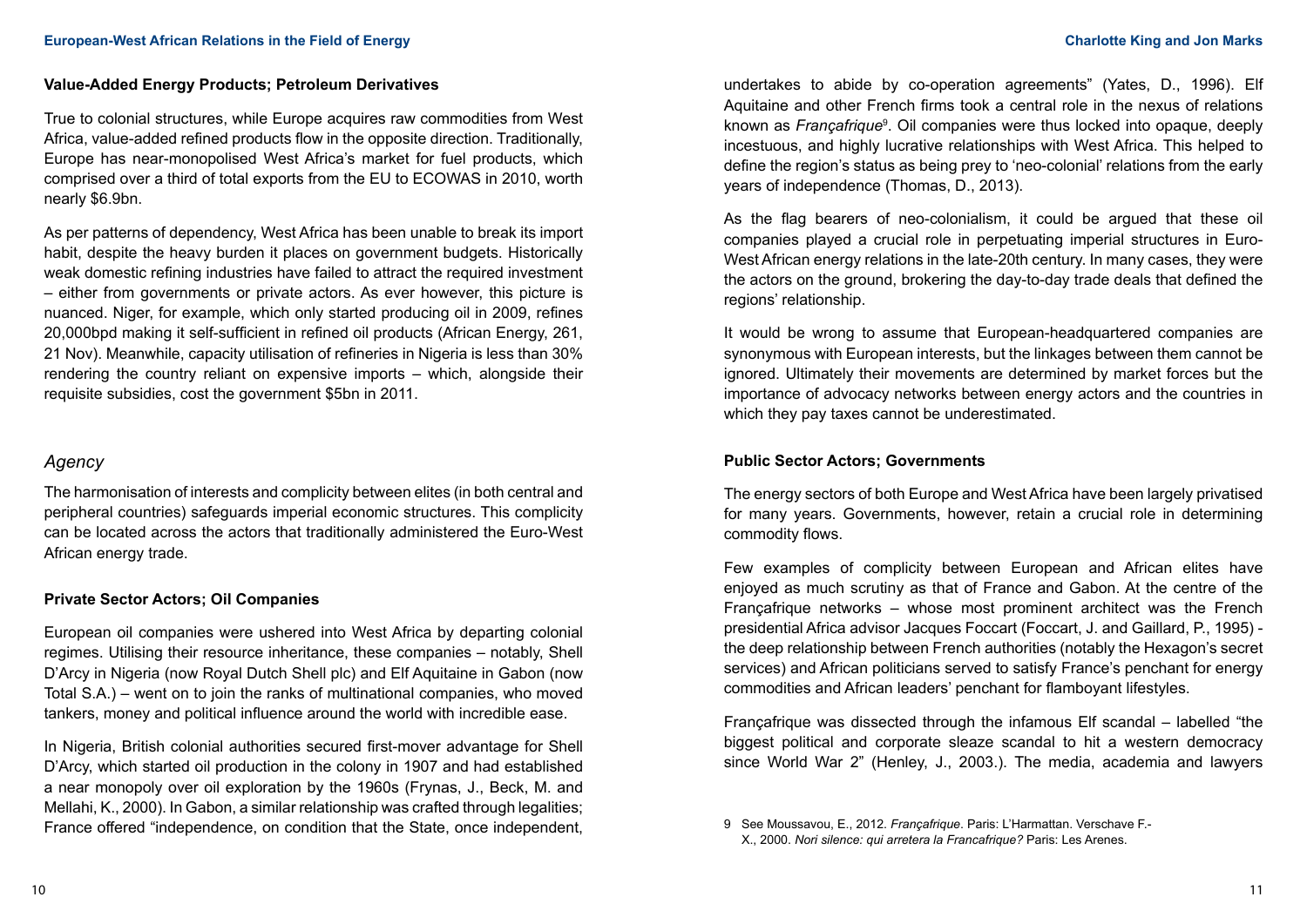### Value-Added Energy Products; Petroleum Derivatives

True to colonial structures, while Europe acquires raw commodities from West Africa, value-added refined products flow in the opposite direction. Traditionally, Europe has near-monopolised West Africa's market for fuel products, which comprised over a third of total exports from the EU to ECOWAS in 2010, worth nearly $6.9bn.

As per patterns of dependency, West Africa has been unable to break its import habit, despite the heavy burden it places on government budgets. Historically weak domestic refining industries have failed to attract the required investment – either from governments or private actors. As ever however, this picture is nuanced. Niger, for example, which only started producing oil in 2009, refines 20,000bpd making it self-sufficient in refined oil products (African Energy, 261, 21 Nov). Meanwhile, capacity utilisation of refineries in Nigeria is less than 30% rendering the country reliant on expensive imports – which, alongside their requisite subsidies, cost the government $5bn in 2011.

## *Agency*

The harmonisation of interests and complicity between elites (in both central and peripheral countries) safeguards imperial economic structures. This complicity can be located across the actors that traditionally administered the Euro-West African energy trade.

### Private Sector Actors; Oil Companies

European oil companies were ushered into West Africa by departing colonial regimes. Utilising their resource inheritance, these companies – notably, Shell D'Arcy in Nigeria (now Royal Dutch Shell plc) and Elf Aquitaine in Gabon (now Total S.A.) – went on to join the ranks of multinational companies, who moved tankers, money and political influence around the world with incredible ease.

In Nigeria, British colonial authorities secured first-mover advantage for Shell D'Arcy, which started oil production in the colony in 1907 and had established a near monopoly over oil exploration by the 1960s (Frynas, J., Beck, M. and Mellahi, K., 2000). In Gabon, a similar relationship was crafted through legalities; France offered "independence, on condition that the State, once independent, undertakes to abide by co-operation agreements" (Yates, D., 1996). Elf Aquitaine and other French firms took a central role in the nexus of relations known as *Françafrique*[9]. Oil companies were thus locked into opaque, deeply incestuous, and highly lucrative relationships with West Africa. This helped to define the region's status as being prey to 'neo-colonial' relations from the early years of independence (Thomas, D., 2013).

As the flag bearers of neo-colonialism, it could be argued that these oil companies played a crucial role in perpetuating imperial structures in Euro-West African energy relations in the late-20th century. In many cases, they were the actors on the ground, brokering the day-to-day trade deals that defined the regions' relationship.

It would be wrong to assume that European-headquartered companies are synonymous with European interests, but the linkages between them cannot be ignored. Ultimately their movements are determined by market forces but the importance of advocacy networks between energy actors and the countries in which they pay taxes cannot be underestimated.

### Public Sector Actors; Governments

The energy sectors of both Europe and West Africa have been largely privatised for many years. Governments, however, retain a crucial role in determining commodity flows.

Few examples of complicity between European and African elites have enjoyed as much scrutiny as that of France and Gabon. At the centre of the Françafrique networks – whose most prominent architect was the French presidential Africa advisor Jacques Foccart (Foccart, J. and Gaillard, P., 1995) - the deep relationship between French authorities (notably the Hexagon's secret services) and African politicians served to satisfy France's penchant for energy commodities and African leaders' penchant for flamboyant lifestyles.

Françafrique was dissected through the infamous Elf scandal – labelled "the biggest political and corporate sleaze scandal to hit a western democracy since World War 2" (Henley, J., 2003.). The media, academia and lawyers

9 See Moussavou, E., 2012. *Françafrique*. Paris: L'Harmattan. Verschave F.-X., 2000. *Nori silence: qui arretera la Francafrique?* Paris: Les Arenes.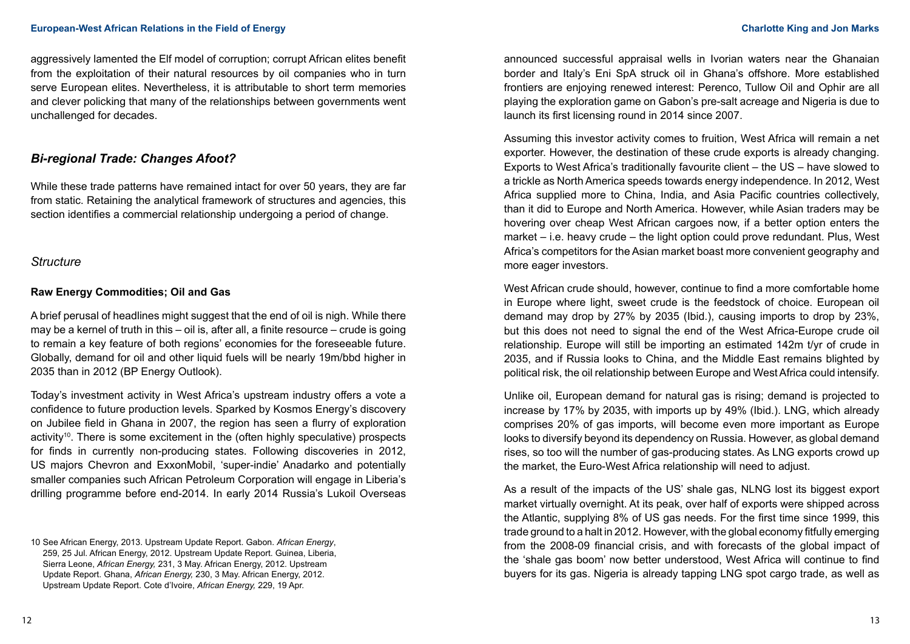aggressively lamented the Elf model of corruption; corrupt African elites benefit from the exploitation of their natural resources by oil companies who in turn serve European elites. Nevertheless, it is attributable to short term memories and clever policing that many of the relationships between governments went unchallenged for decades.

## *Bi-regional Trade: Changes Afoot?*

While these trade patterns have remained intact for over 50 years, they are far from static. Retaining the analytical framework of structures and agencies, this section identifies a commercial relationship undergoing a period of change.

### *Structure*

#### Raw Energy Commodities; Oil and Gas

A brief perusal of headlines might suggest that the end of oil is nigh. While there may be a kernel of truth in this – oil is, after all, a finite resource – crude is going to remain a key feature of both regions' economies for the foreseeable future. Globally, demand for oil and other liquid fuels will be nearly 19m/bbd higher in 2035 than in 2012 (BP Energy Outlook).

Today's investment activity in West Africa's upstream industry offers a vote a confidence to future production levels. Sparked by Kosmos Energy's discovery on Jubilee field in Ghana in 2007, the region has seen a flurry of exploration activity[10]. There is some excitement in the (often highly speculative) prospects for finds in currently non-producing states. Following discoveries in 2012, US majors Chevron and ExxonMobil, 'super-indie' Anadarko and potentially smaller companies such African Petroleum Corporation will engage in Liberia's drilling programme before end-2014. In early 2014 Russia's Lukoil Overseas announced successful appraisal wells in Ivorian waters near the Ghanaian border and Italy's Eni SpA struck oil in Ghana's offshore. More established frontiers are enjoying renewed interest: Perenco, Tullow Oil and Ophir are all playing the exploration game on Gabon's pre-salt acreage and Nigeria is due to launch its first licensing round in 2014 since 2007.

Assuming this investor activity comes to fruition, West Africa will remain a net exporter. However, the destination of these crude exports is already changing. Exports to West Africa's traditionally favourite client – the US – have slowed to a trickle as North America speeds towards energy independence. In 2012, West Africa supplied more to China, India, and Asia Pacific countries collectively, than it did to Europe and North America. However, while Asian traders may be hovering over cheap West African cargoes now, if a better option enters the market – i.e. heavy crude – the light option could prove redundant. Plus, West Africa's competitors for the Asian market boast more convenient geography and more eager investors.

West African crude should, however, continue to find a more comfortable home in Europe where light, sweet crude is the feedstock of choice. European oil demand may drop by 27% by 2035 (Ibid.), causing imports to drop by 23%, but this does not need to signal the end of the West Africa-Europe crude oil relationship. Europe will still be importing an estimated 142m t/yr of crude in 2035, and if Russia looks to China, and the Middle East remains blighted by political risk, the oil relationship between Europe and West Africa could intensify.

Unlike oil, European demand for natural gas is rising; demand is projected to increase by 17% by 2035, with imports up by 49% (Ibid.). LNG, which already comprises 20% of gas imports, will become even more important as Europe looks to diversify beyond its dependency on Russia. However, as global demand rises, so too will the number of gas-producing states. As LNG exports crowd up the market, the Euro-West Africa relationship will need to adjust.

As a result of the impacts of the US' shale gas, NLNG lost its biggest export market virtually overnight. At its peak, over half of exports were shipped across the Atlantic, supplying 8% of US gas needs. For the first time since 1999, this trade ground to a halt in 2012. However, with the global economy fitfully emerging from the 2008-09 financial crisis, and with forecasts of the global impact of the 'shale gas boom' now better understood, West Africa will continue to find buyers for its gas. Nigeria is already tapping LNG spot cargo trade, as well as

---

10 See African Energy, 2013. Upstream Update Report. Gabon. *African Energy*, 259, 25 Jul. African Energy, 2012. Upstream Update Report. Guinea, Liberia, Sierra Leone, *African Energy,* 231, 3 May. African Energy, 2012. Upstream Update Report. Ghana, *African Energy,* 230, 3 May. African Energy, 2012. Upstream Update Report. Cote d'Ivoire, *African Energy,* 229, 19 Apr.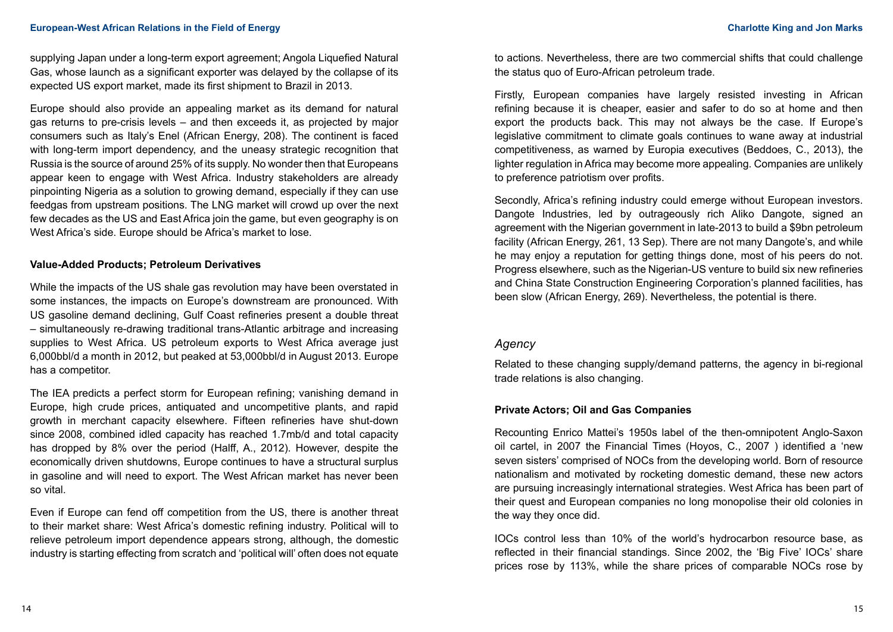supplying Japan under a long-term export agreement; Angola Liquefied Natural Gas, whose launch as a significant exporter was delayed by the collapse of its expected US export market, made its first shipment to Brazil in 2013.

Europe should also provide an appealing market as its demand for natural gas returns to pre-crisis levels – and then exceeds it, as projected by major consumers such as Italy's Enel (African Energy, 208). The continent is faced with long-term import dependency, and the uneasy strategic recognition that Russia is the source of around 25% of its supply. No wonder then that Europeans appear keen to engage with West Africa. Industry stakeholders are already pinpointing Nigeria as a solution to growing demand, especially if they can use feedgas from upstream positions. The LNG market will crowd up over the next few decades as the US and East Africa join the game, but even geography is on West Africa's side. Europe should be Africa's market to lose.

**Value-Added Products; Petroleum Derivatives**

While the impacts of the US shale gas revolution may have been overstated in some instances, the impacts on Europe's downstream are pronounced. With US gasoline demand declining, Gulf Coast refineries present a double threat – simultaneously re-drawing traditional trans-Atlantic arbitrage and increasing supplies to West Africa. US petroleum exports to West Africa average just 6,000bbl/d a month in 2012, but peaked at 53,000bbl/d in August 2013. Europe has a competitor.

The IEA predicts a perfect storm for European refining; vanishing demand in Europe, high crude prices, antiquated and uncompetitive plants, and rapid growth in merchant capacity elsewhere. Fifteen refineries have shut-down since 2008, combined idled capacity has reached 1.7mb/d and total capacity has dropped by 8% over the period (Halff, A., 2012). However, despite the economically driven shutdowns, Europe continues to have a structural surplus in gasoline and will need to export. The West African market has never been so vital.

Even if Europe can fend off competition from the US, there is another threat to their market share: West Africa's domestic refining industry. Political will to relieve petroleum import dependence appears strong, although, the domestic industry is starting effecting from scratch and 'political will' often does not equate to actions. Nevertheless, there are two commercial shifts that could challenge the status quo of Euro-African petroleum trade.

Firstly, European companies have largely resisted investing in African refining because it is cheaper, easier and safer to do so at home and then export the products back. This may not always be the case. If Europe's legislative commitment to climate goals continues to wane away at industrial competitiveness, as warned by Europia executives (Beddoes, C., 2013), the lighter regulation in Africa may become more appealing. Companies are unlikely to preference patriotism over profits.

Secondly, Africa's refining industry could emerge without European investors. Dangote Industries, led by outrageously rich Aliko Dangote, signed an agreement with the Nigerian government in late-2013 to build a $9bn petroleum facility (African Energy, 261, 13 Sep). There are not many Dangote's, and while he may enjoy a reputation for getting things done, most of his peers do not. Progress elsewhere, such as the Nigerian-US venture to build six new refineries and China State Construction Engineering Corporation's planned facilities, has been slow (African Energy, 269). Nevertheless, the potential is there.

## *Agency*

Related to these changing supply/demand patterns, the agency in bi-regional trade relations is also changing.

**Private Actors; Oil and Gas Companies**

Recounting Enrico Mattei's 1950s label of the then-omnipotent Anglo-Saxon oil cartel, in 2007 the Financial Times (Hoyos, C., 2007 ) identified a 'new seven sisters' comprised of NOCs from the developing world. Born of resource nationalism and motivated by rocketing domestic demand, these new actors are pursuing increasingly international strategies. West Africa has been part of their quest and European companies no long monopolise their old colonies in the way they once did.

IOCs control less than 10% of the world's hydrocarbon resource base, as reflected in their financial standings. Since 2002, the 'Big Five' IOCs' share prices rose by 113%, while the share prices of comparable NOCs rose by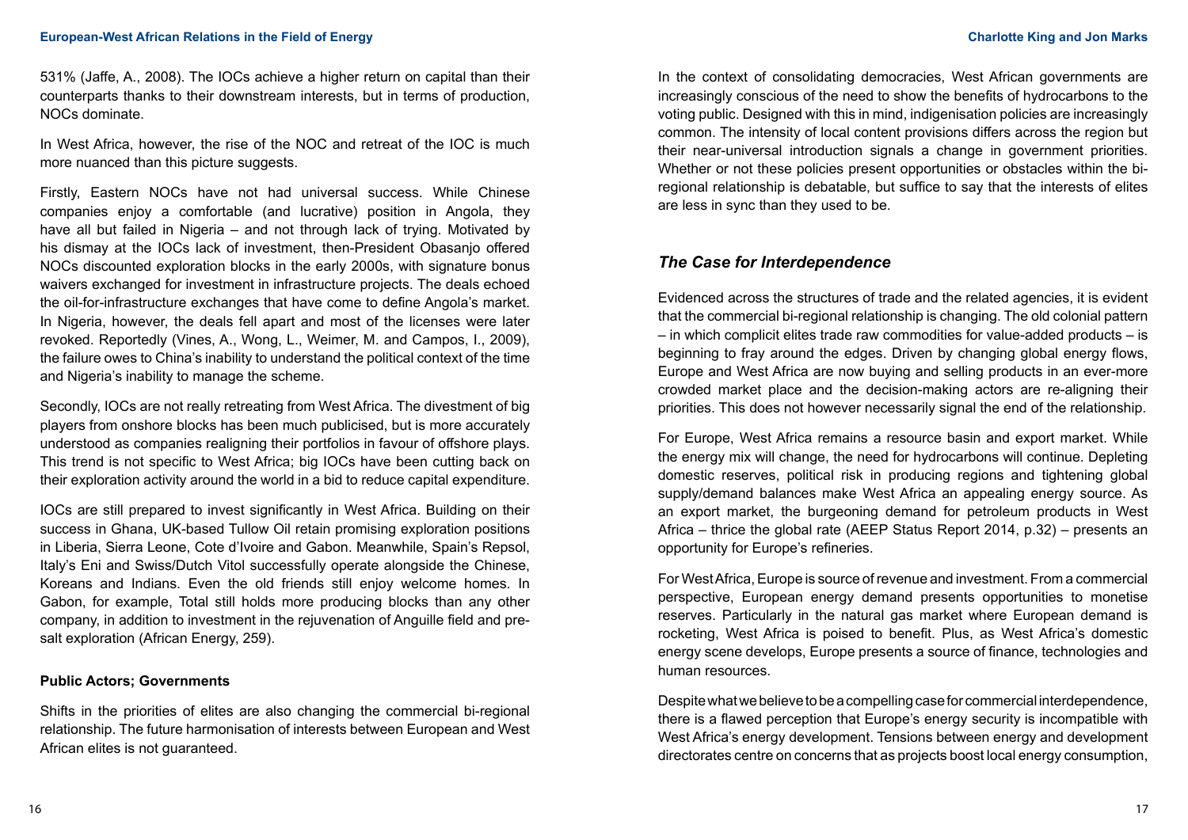531% (Jaffe, A., 2008). The IOCs achieve a higher return on capital than their counterparts thanks to their downstream interests, but in terms of production, NOCs dominate.

In West Africa, however, the rise of the NOC and retreat of the IOC is much more nuanced than this picture suggests.

Firstly, Eastern NOCs have not had universal success. While Chinese companies enjoy a comfortable (and lucrative) position in Angola, they have all but failed in Nigeria – and not through lack of trying. Motivated by his dismay at the IOCs lack of investment, then-President Obasanjo offered NOCs discounted exploration blocks in the early 2000s, with signature bonus waivers exchanged for investment in infrastructure projects. The deals echoed the oil-for-infrastructure exchanges that have come to define Angola's market. In Nigeria, however, the deals fell apart and most of the licenses were later revoked. Reportedly (Vines, A., Wong, L., Weimer, M. and Campos, I., 2009), the failure owes to China's inability to understand the political context of the time and Nigeria's inability to manage the scheme.

Secondly, IOCs are not really retreating from West Africa. The divestment of big players from onshore blocks has been much publicised, but is more accurately understood as companies realigning their portfolios in favour of offshore plays. This trend is not specific to West Africa; big IOCs have been cutting back on their exploration activity around the world in a bid to reduce capital expenditure.

IOCs are still prepared to invest significantly in West Africa. Building on their success in Ghana, UK-based Tullow Oil retain promising exploration positions in Liberia, Sierra Leone, Cote d'Ivoire and Gabon. Meanwhile, Spain's Repsol, Italy's Eni and Swiss/Dutch Vitol successfully operate alongside the Chinese, Koreans and Indians. Even the old friends still enjoy welcome homes. In Gabon, for example, Total still holds more producing blocks than any other company, in addition to investment in the rejuvenation of Anguille field and pre-salt exploration (African Energy, 259).

**Public Actors; Governments**

Shifts in the priorities of elites are also changing the commercial bi-regional relationship. The future harmonisation of interests between European and West African elites is not guaranteed.

In the context of consolidating democracies, West African governments are increasingly conscious of the need to show the benefits of hydrocarbons to the voting public. Designed with this in mind, indigenisation policies are increasingly common. The intensity of local content provisions differs across the region but their near-universal introduction signals a change in government priorities. Whether or not these policies present opportunities or obstacles within the bi-regional relationship is debatable, but suffice to say that the interests of elites are less in sync than they used to be.

## *The Case for Interdependence*

Evidenced across the structures of trade and the related agencies, it is evident that the commercial bi-regional relationship is changing. The old colonial pattern – in which complicit elites trade raw commodities for value-added products – is beginning to fray around the edges. Driven by changing global energy flows, Europe and West Africa are now buying and selling products in an ever-more crowded market place and the decision-making actors are re-aligning their priorities. This does not however necessarily signal the end of the relationship.

For Europe, West Africa remains a resource basin and export market. While the energy mix will change, the need for hydrocarbons will continue. Depleting domestic reserves, political risk in producing regions and tightening global supply/demand balances make West Africa an appealing energy source. As an export market, the burgeoning demand for petroleum products in West Africa – thrice the global rate (AEEP Status Report 2014, p.32) – presents an opportunity for Europe's refineries.

For West Africa, Europe is source of revenue and investment. From a commercial perspective, European energy demand presents opportunities to monetise reserves. Particularly in the natural gas market where European demand is rocketing, West Africa is poised to benefit. Plus, as West Africa's domestic energy scene develops, Europe presents a source of finance, technologies and human resources.

Despite what we believe to be a compelling case for commercial interdependence, there is a flawed perception that Europe's energy security is incompatible with West Africa's energy development. Tensions between energy and development directorates centre on concerns that as projects boost local energy consumption,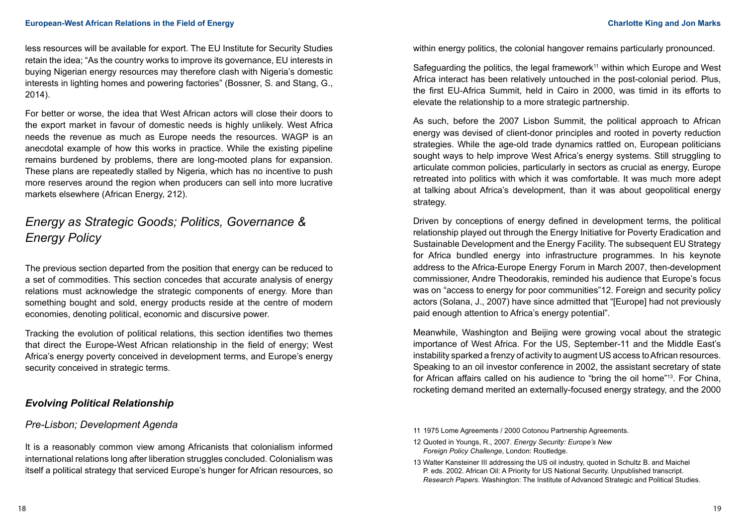less resources will be available for export. The EU Institute for Security Studies retain the idea; "As the country works to improve its governance, EU interests in buying Nigerian energy resources may therefore clash with Nigeria's domestic interests in lighting homes and powering factories" (Bossner, S. and Stang, G., 2014).

For better or worse, the idea that West African actors will close their doors to the export market in favour of domestic needs is highly unlikely. West Africa needs the revenue as much as Europe needs the resources. WAGP is an anecdotal example of how this works in practice. While the existing pipeline remains burdened by problems, there are long-mooted plans for expansion. These plans are repeatedly stalled by Nigeria, which has no incentive to push more reserves around the region when producers can sell into more lucrative markets elsewhere (African Energy, 212).

## *Energy as Strategic Goods; Politics, Governance & Energy Policy*

The previous section departed from the position that energy can be reduced to a set of commodities. This section concedes that accurate analysis of energy relations must acknowledge the strategic components of energy. More than something bought and sold, energy products reside at the centre of modern economies, denoting political, economic and discursive power.

Tracking the evolution of political relations, this section identifies two themes that direct the Europe-West African relationship in the field of energy; West Africa's energy poverty conceived in development terms, and Europe's energy security conceived in strategic terms.

### ***Evolving Political Relationship***

#### *Pre-Lisbon; Development Agenda*

It is a reasonably common view among Africanists that colonialism informed international relations long after liberation struggles concluded. Colonialism was itself a political strategy that serviced Europe's hunger for African resources, so within energy politics, the colonial hangover remains particularly pronounced.

Safeguarding the politics, the legal framework[11] within which Europe and West Africa interact has been relatively untouched in the post-colonial period. Plus, the first EU-Africa Summit, held in Cairo in 2000, was timid in its efforts to elevate the relationship to a more strategic partnership.

As such, before the 2007 Lisbon Summit, the political approach to African energy was devised of client-donor principles and rooted in poverty reduction strategies. While the age-old trade dynamics rattled on, European politicians sought ways to help improve West Africa's energy systems. Still struggling to articulate common policies, particularly in sectors as crucial as energy, Europe retreated into politics with which it was comfortable. It was much more adept at talking about Africa's development, than it was about geopolitical energy strategy.

Driven by conceptions of energy defined in development terms, the political relationship played out through the Energy Initiative for Poverty Eradication and Sustainable Development and the Energy Facility. The subsequent EU Strategy for Africa bundled energy into infrastructure programmes. In his keynote address to the Africa-Europe Energy Forum in March 2007, then-development commissioner, Andre Theodorakis, reminded his audience that Europe's focus was on "access to energy for poor communities"12. Foreign and security policy actors (Solana, J., 2007) have since admitted that "[Europe] had not previously paid enough attention to Africa's energy potential".

Meanwhile, Washington and Beijing were growing vocal about the strategic importance of West Africa. For the US, September-11 and the Middle East's instability sparked a frenzy of activity to augment US access to African resources. Speaking to an oil investor conference in 2002, the assistant secretary of state for African affairs called on his audience to "bring the oil home"[13]. For China, rocketing demand merited an externally-focused energy strategy, and the 2000

11 1975 Lome Agreements / 2000 Cotonou Partnership Agreements.

12 Quoted in Youngs, R., 2007. *Energy Security: Europe's New Foreign Policy Challenge*, London: Routledge.

13 Walter Kansteiner III addressing the US oil industry, quoted in Schultz B. and Maichel P. eds. 2002. African Oil: A Priority for US National Security. Unpublished transcript. *Research Papers*. Washington: The Institute of Advanced Strategic and Political Studies.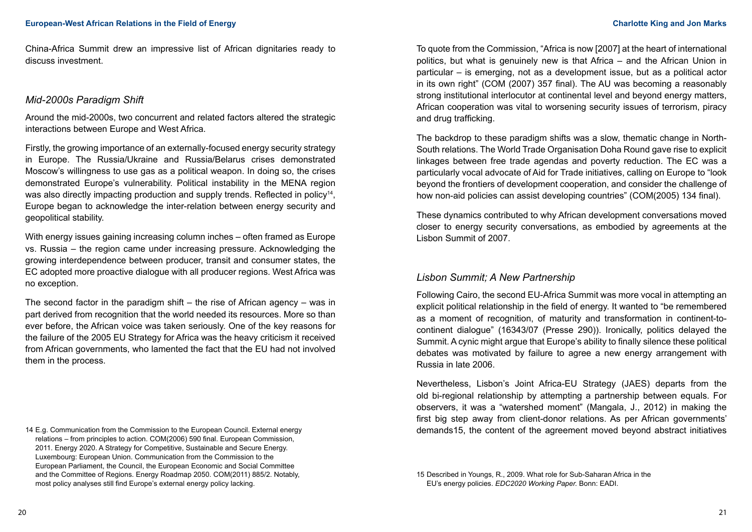China-Africa Summit drew an impressive list of African dignitaries ready to discuss investment.

### *Mid-2000s Paradigm Shift*

Around the mid-2000s, two concurrent and related factors altered the strategic interactions between Europe and West Africa.

Firstly, the growing importance of an externally-focused energy security strategy in Europe. The Russia/Ukraine and Russia/Belarus crises demonstrated Moscow's willingness to use gas as a political weapon. In doing so, the crises demonstrated Europe's vulnerability. Political instability in the MENA region was also directly impacting production and supply trends. Reflected in policy[14], Europe began to acknowledge the inter-relation between energy security and geopolitical stability.

With energy issues gaining increasing column inches – often framed as Europe vs. Russia – the region came under increasing pressure. Acknowledging the growing interdependence between producer, transit and consumer states, the EC adopted more proactive dialogue with all producer regions. West Africa was no exception.

The second factor in the paradigm shift – the rise of African agency – was in part derived from recognition that the world needed its resources. More so than ever before, the African voice was taken seriously. One of the key reasons for the failure of the 2005 EU Strategy for Africa was the heavy criticism it received from African governments, who lamented the fact that the EU had not involved them in the process.

To quote from the Commission, "Africa is now [2007] at the heart of international politics, but what is genuinely new is that Africa – and the African Union in particular – is emerging, not as a development issue, but as a political actor in its own right" (COM (2007) 357 final). The AU was becoming a reasonably strong institutional interlocutor at continental level and beyond energy matters, African cooperation was vital to worsening security issues of terrorism, piracy and drug trafficking.

The backdrop to these paradigm shifts was a slow, thematic change in North-South relations. The World Trade Organisation Doha Round gave rise to explicit linkages between free trade agendas and poverty reduction. The EC was a particularly vocal advocate of Aid for Trade initiatives, calling on Europe to "look beyond the frontiers of development cooperation, and consider the challenge of how non-aid policies can assist developing countries" (COM(2005) 134 final).

These dynamics contributed to why African development conversations moved closer to energy security conversations, as embodied by agreements at the Lisbon Summit of 2007.

### *Lisbon Summit; A New Partnership*

Following Cairo, the second EU-Africa Summit was more vocal in attempting an explicit political relationship in the field of energy. It wanted to "be remembered as a moment of recognition, of maturity and transformation in continent-to-continent dialogue" (16343/07 (Presse 290)). Ironically, politics delayed the Summit. A cynic might argue that Europe's ability to finally silence these political debates was motivated by failure to agree a new energy arrangement with Russia in late 2006.

Nevertheless, Lisbon's Joint Africa-EU Strategy (JAES) departs from the old bi-regional relationship by attempting a partnership between equals. For observers, it was a "watershed moment" (Mangala, J., 2012) in making the first big step away from client-donor relations. As per African governments' demands15, the content of the agreement moved beyond abstract initiatives

---

14 E.g. Communication from the Commission to the European Council. External energy relations – from principles to action. COM(2006) 590 final. European Commission, 2011. Energy 2020. A Strategy for Competitive, Sustainable and Secure Energy. Luxembourg: European Union. Communication from the Commission to the European Parliament, the Council, the European Economic and Social Committee and the Committee of Regions. Energy Roadmap 2050. COM(2011) 885/2. Notably, most policy analyses still find Europe's external energy policy lacking.

15 Described in Youngs, R., 2009. What role for Sub-Saharan Africa in the EU's energy policies. *EDC2020 Working Paper*. Bonn: EADI.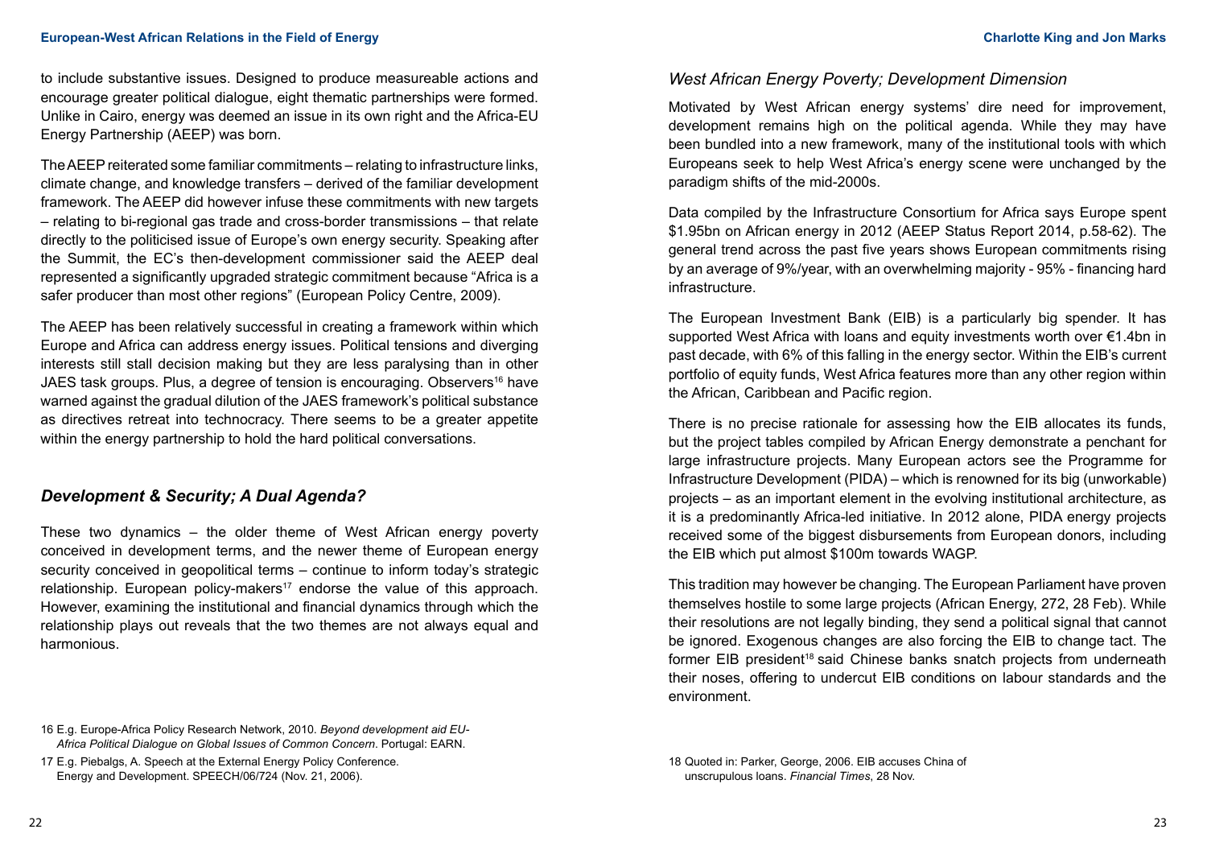to include substantive issues. Designed to produce measureable actions and encourage greater political dialogue, eight thematic partnerships were formed. Unlike in Cairo, energy was deemed an issue in its own right and the Africa-EU Energy Partnership (AEEP) was born.

The AEEP reiterated some familiar commitments – relating to infrastructure links, climate change, and knowledge transfers – derived of the familiar development framework. The AEEP did however infuse these commitments with new targets – relating to bi-regional gas trade and cross-border transmissions – that relate directly to the politicised issue of Europe's own energy security. Speaking after the Summit, the EC's then-development commissioner said the AEEP deal represented a significantly upgraded strategic commitment because "Africa is a safer producer than most other regions" (European Policy Centre, 2009).

The AEEP has been relatively successful in creating a framework within which Europe and Africa can address energy issues. Political tensions and diverging interests still stall decision making but they are less paralysing than in other JAES task groups. Plus, a degree of tension is encouraging. Observers[16] have warned against the gradual dilution of the JAES framework's political substance as directives retreat into technocracy. There seems to be a greater appetite within the energy partnership to hold the hard political conversations.

## *Development & Security; A Dual Agenda?*

These two dynamics – the older theme of West African energy poverty conceived in development terms, and the newer theme of European energy security conceived in geopolitical terms – continue to inform today's strategic relationship. European policy-makers[17] endorse the value of this approach. However, examining the institutional and financial dynamics through which the relationship plays out reveals that the two themes are not always equal and harmonious.

16 E.g. Europe-Africa Policy Research Network, 2010. *Beyond development aid EU-Africa Political Dialogue on Global Issues of Common Concern*. Portugal: EARN.

17 E.g. Piebalgs, A. Speech at the External Energy Policy Conference. Energy and Development. SPEECH/06/724 (Nov. 21, 2006).

### *West African Energy Poverty; Development Dimension*

Motivated by West African energy systems' dire need for improvement, development remains high on the political agenda. While they may have been bundled into a new framework, many of the institutional tools with which Europeans seek to help West Africa's energy scene were unchanged by the paradigm shifts of the mid-2000s.

Data compiled by the Infrastructure Consortium for Africa says Europe spent \$1.95bn on African energy in 2012 (AEEP Status Report 2014, p.58-62). The general trend across the past five years shows European commitments rising by an average of 9%/year, with an overwhelming majority - 95% - financing hard infrastructure.

The European Investment Bank (EIB) is a particularly big spender. It has supported West Africa with loans and equity investments worth over €1.4bn in past decade, with 6% of this falling in the energy sector. Within the EIB's current portfolio of equity funds, West Africa features more than any other region within the African, Caribbean and Pacific region.

There is no precise rationale for assessing how the EIB allocates its funds, but the project tables compiled by African Energy demonstrate a penchant for large infrastructure projects. Many European actors see the Programme for Infrastructure Development (PIDA) – which is renowned for its big (unworkable) projects – as an important element in the evolving institutional architecture, as it is a predominantly Africa-led initiative. In 2012 alone, PIDA energy projects received some of the biggest disbursements from European donors, including the EIB which put almost \$100m towards WAGP.

This tradition may however be changing. The European Parliament have proven themselves hostile to some large projects (African Energy, 272, 28 Feb). While their resolutions are not legally binding, they send a political signal that cannot be ignored. Exogenous changes are also forcing the EIB to change tact. The former EIB president[18] said Chinese banks snatch projects from underneath their noses, offering to undercut EIB conditions on labour standards and the environment.

18 Quoted in: Parker, George, 2006. EIB accuses China of unscrupulous loans. *Financial Times*, 28 Nov.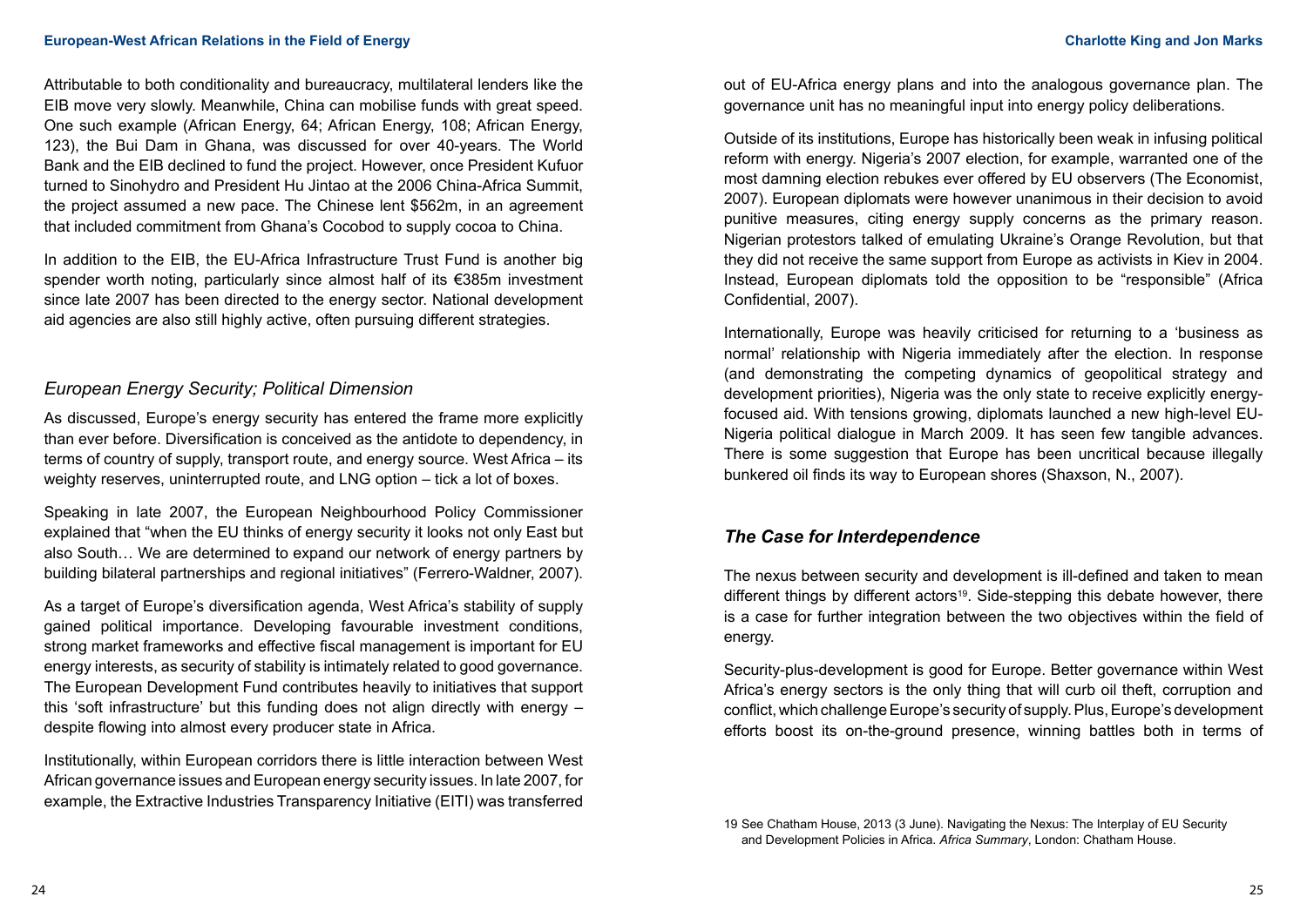Attributable to both conditionality and bureaucracy, multilateral lenders like the EIB move very slowly. Meanwhile, China can mobilise funds with great speed. One such example (African Energy, 64; African Energy, 108; African Energy, 123), the Bui Dam in Ghana, was discussed for over 40-years. The World Bank and the EIB declined to fund the project. However, once President Kufuor turned to Sinohydro and President Hu Jintao at the 2006 China-Africa Summit, the project assumed a new pace. The Chinese lent \$562m, in an agreement that included commitment from Ghana's Cocobod to supply cocoa to China.

In addition to the EIB, the EU-Africa Infrastructure Trust Fund is another big spender worth noting, particularly since almost half of its €385m investment since late 2007 has been directed to the energy sector. National development aid agencies are also still highly active, often pursuing different strategies.

## *European Energy Security; Political Dimension*

As discussed, Europe's energy security has entered the frame more explicitly than ever before. Diversification is conceived as the antidote to dependency, in terms of country of supply, transport route, and energy source. West Africa – its weighty reserves, uninterrupted route, and LNG option – tick a lot of boxes.

Speaking in late 2007, the European Neighbourhood Policy Commissioner explained that "when the EU thinks of energy security it looks not only East but also South… We are determined to expand our network of energy partners by building bilateral partnerships and regional initiatives" (Ferrero-Waldner, 2007).

As a target of Europe's diversification agenda, West Africa's stability of supply gained political importance. Developing favourable investment conditions, strong market frameworks and effective fiscal management is important for EU energy interests, as security of stability is intimately related to good governance. The European Development Fund contributes heavily to initiatives that support this 'soft infrastructure' but this funding does not align directly with energy – despite flowing into almost every producer state in Africa.

Institutionally, within European corridors there is little interaction between West African governance issues and European energy security issues. In late 2007, for example, the Extractive Industries Transparency Initiative (EITI) was transferred out of EU-Africa energy plans and into the analogous governance plan. The governance unit has no meaningful input into energy policy deliberations.

Outside of its institutions, Europe has historically been weak in infusing political reform with energy. Nigeria's 2007 election, for example, warranted one of the most damning election rebukes ever offered by EU observers (The Economist, 2007). European diplomats were however unanimous in their decision to avoid punitive measures, citing energy supply concerns as the primary reason. Nigerian protestors talked of emulating Ukraine's Orange Revolution, but that they did not receive the same support from Europe as activists in Kiev in 2004. Instead, European diplomats told the opposition to be "responsible" (Africa Confidential, 2007).

Internationally, Europe was heavily criticised for returning to a 'business as normal' relationship with Nigeria immediately after the election. In response (and demonstrating the competing dynamics of geopolitical strategy and development priorities), Nigeria was the only state to receive explicitly energy-focused aid. With tensions growing, diplomats launched a new high-level EU-Nigeria political dialogue in March 2009. It has seen few tangible advances. There is some suggestion that Europe has been uncritical because illegally bunkered oil finds its way to European shores (Shaxson, N., 2007).

## ***The Case for Interdependence***

The nexus between security and development is ill-defined and taken to mean different things by different actors[19]. Side-stepping this debate however, there is a case for further integration between the two objectives within the field of energy.

Security-plus-development is good for Europe. Better governance within West Africa's energy sectors is the only thing that will curb oil theft, corruption and conflict, which challenge Europe's security of supply. Plus, Europe's development efforts boost its on-the-ground presence, winning battles both in terms of

19 See Chatham House, 2013 (3 June). Navigating the Nexus: The Interplay of EU Security and Development Policies in Africa. *Africa Summary*, London: Chatham House.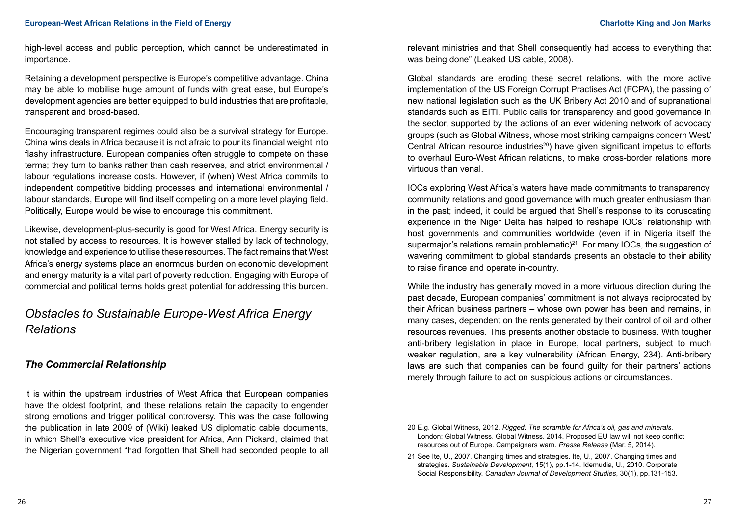high-level access and public perception, which cannot be underestimated in importance.

Retaining a development perspective is Europe's competitive advantage. China may be able to mobilise huge amount of funds with great ease, but Europe's development agencies are better equipped to build industries that are profitable, transparent and broad-based.

Encouraging transparent regimes could also be a survival strategy for Europe. China wins deals in Africa because it is not afraid to pour its financial weight into flashy infrastructure. European companies often struggle to compete on these terms; they turn to banks rather than cash reserves, and strict environmental / labour regulations increase costs. However, if (when) West Africa commits to independent competitive bidding processes and international environmental / labour standards, Europe will find itself competing on a more level playing field. Politically, Europe would be wise to encourage this commitment.

Likewise, development-plus-security is good for West Africa. Energy security is not stalled by access to resources. It is however stalled by lack of technology, knowledge and experience to utilise these resources. The fact remains that West Africa's energy systems place an enormous burden on economic development and energy maturity is a vital part of poverty reduction. Engaging with Europe of commercial and political terms holds great potential for addressing this burden.

## *Obstacles to Sustainable Europe-West Africa Energy Relations*

### *The Commercial Relationship*

It is within the upstream industries of West Africa that European companies have the oldest footprint, and these relations retain the capacity to engender strong emotions and trigger political controversy. This was the case following the publication in late 2009 of (Wiki) leaked US diplomatic cable documents, in which Shell's executive vice president for Africa, Ann Pickard, claimed that the Nigerian government "had forgotten that Shell had seconded people to all relevant ministries and that Shell consequently had access to everything that was being done" (Leaked US cable, 2008).

Global standards are eroding these secret relations, with the more active implementation of the US Foreign Corrupt Practises Act (FCPA), the passing of new national legislation such as the UK Bribery Act 2010 and of supranational standards such as EITI. Public calls for transparency and good governance in the sector, supported by the actions of an ever widening network of advocacy groups (such as Global Witness, whose most striking campaigns concern West/Central African resource industries[20]) have given significant impetus to efforts to overhaul Euro-West African relations, to make cross-border relations more virtuous than venal.

IOCs exploring West Africa's waters have made commitments to transparency, community relations and good governance with much greater enthusiasm than in the past; indeed, it could be argued that Shell's response to its coruscating experience in the Niger Delta has helped to reshape IOCs' relationship with host governments and communities worldwide (even if in Nigeria itself the supermajor's relations remain problematic)[21]. For many IOCs, the suggestion of wavering commitment to global standards presents an obstacle to their ability to raise finance and operate in-country.

While the industry has generally moved in a more virtuous direction during the past decade, European companies' commitment is not always reciprocated by their African business partners – whose own power has been and remains, in many cases, dependent on the rents generated by their control of oil and other resources revenues. This presents another obstacle to business. With tougher anti-bribery legislation in place in Europe, local partners, subject to much weaker regulation, are a key vulnerability (African Energy, 234). Anti-bribery laws are such that companies can be found guilty for their partners' actions merely through failure to act on suspicious actions or circumstances.

---

20 E.g. Global Witness, 2012. *Rigged: The scramble for Africa's oil, gas and minerals.* London: Global Witness. Global Witness, 2014. Proposed EU law will not keep conflict resources out of Europe. Campaigners warn. *Presse Release* (Mar. 5, 2014).

21 See Ite, U., 2007. Changing times and strategies. Ite, U., 2007. Changing times and strategies. *Sustainable Development*, 15(1), pp.1-14. Idemudia, U., 2010. Corporate Social Responsibility. *Canadian Journal of Development Studies*, 30(1), pp.131-153.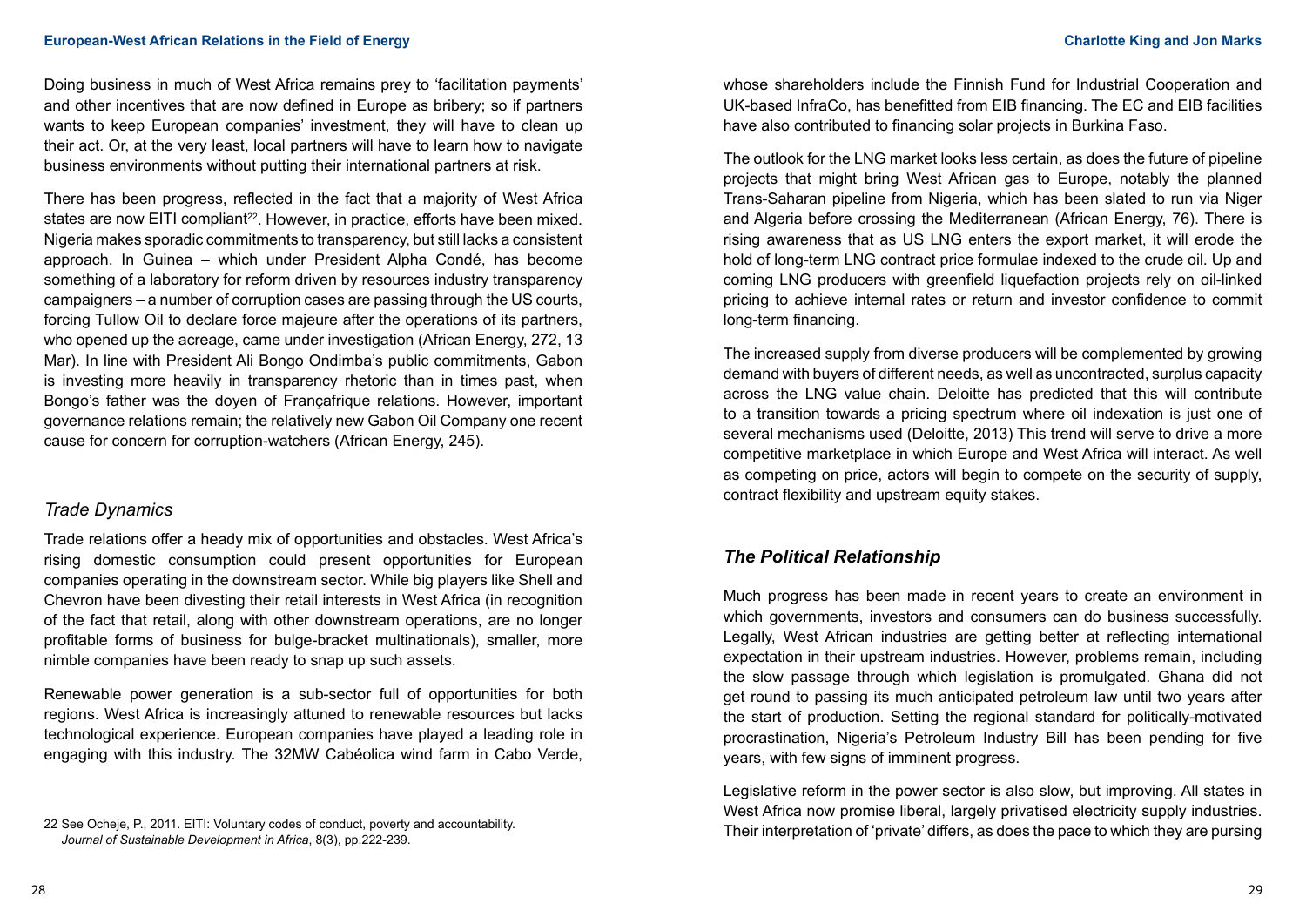Doing business in much of West Africa remains prey to 'facilitation payments' and other incentives that are now defined in Europe as bribery; so if partners wants to keep European companies' investment, they will have to clean up their act. Or, at the very least, local partners will have to learn how to navigate business environments without putting their international partners at risk.

There has been progress, reflected in the fact that a majority of West Africa states are now EITI compliant[22]. However, in practice, efforts have been mixed. Nigeria makes sporadic commitments to transparency, but still lacks a consistent approach. In Guinea – which under President Alpha Condé, has become something of a laboratory for reform driven by resources industry transparency campaigners – a number of corruption cases are passing through the US courts, forcing Tullow Oil to declare force majeure after the operations of its partners, who opened up the acreage, came under investigation (African Energy, 272, 13 Mar). In line with President Ali Bongo Ondimba's public commitments, Gabon is investing more heavily in transparency rhetoric than in times past, when Bongo's father was the doyen of Françafrique relations. However, important governance relations remain; the relatively new Gabon Oil Company one recent cause for concern for corruption-watchers (African Energy, 245).

### *Trade Dynamics*

Trade relations offer a heady mix of opportunities and obstacles. West Africa's rising domestic consumption could present opportunities for European companies operating in the downstream sector. While big players like Shell and Chevron have been divesting their retail interests in West Africa (in recognition of the fact that retail, along with other downstream operations, are no longer profitable forms of business for bulge-bracket multinationals), smaller, more nimble companies have been ready to snap up such assets.

Renewable power generation is a sub-sector full of opportunities for both regions. West Africa is increasingly attuned to renewable resources but lacks technological experience. European companies have played a leading role in engaging with this industry. The 32MW Cabéolica wind farm in Cabo Verde, whose shareholders include the Finnish Fund for Industrial Cooperation and UK-based InfraCo, has benefitted from EIB financing. The EC and EIB facilities have also contributed to financing solar projects in Burkina Faso.

The outlook for the LNG market looks less certain, as does the future of pipeline projects that might bring West African gas to Europe, notably the planned Trans-Saharan pipeline from Nigeria, which has been slated to run via Niger and Algeria before crossing the Mediterranean (African Energy, 76). There is rising awareness that as US LNG enters the export market, it will erode the hold of long-term LNG contract price formulae indexed to the crude oil. Up and coming LNG producers with greenfield liquefaction projects rely on oil-linked pricing to achieve internal rates or return and investor confidence to commit long-term financing.

The increased supply from diverse producers will be complemented by growing demand with buyers of different needs, as well as uncontracted, surplus capacity across the LNG value chain. Deloitte has predicted that this will contribute to a transition towards a pricing spectrum where oil indexation is just one of several mechanisms used (Deloitte, 2013) This trend will serve to drive a more competitive marketplace in which Europe and West Africa will interact. As well as competing on price, actors will begin to compete on the security of supply, contract flexibility and upstream equity stakes.

## *The Political Relationship*

Much progress has been made in recent years to create an environment in which governments, investors and consumers can do business successfully. Legally, West African industries are getting better at reflecting international expectation in their upstream industries. However, problems remain, including the slow passage through which legislation is promulgated. Ghana did not get round to passing its much anticipated petroleum law until two years after the start of production. Setting the regional standard for politically-motivated procrastination, Nigeria's Petroleum Industry Bill has been pending for five years, with few signs of imminent progress.

Legislative reform in the power sector is also slow, but improving. All states in West Africa now promise liberal, largely privatised electricity supply industries. Their interpretation of 'private' differs, as does the pace to which they are pursing

22 See Ocheje, P., 2011. EITI: Voluntary codes of conduct, poverty and accountability. *Journal of Sustainable Development in Africa*, 8(3), pp.222-239.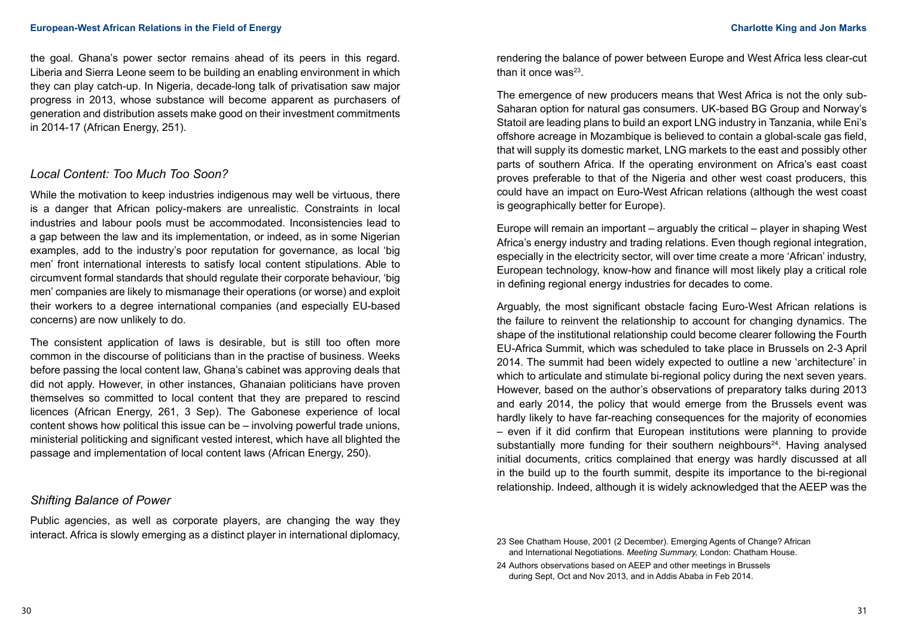the goal. Ghana's power sector remains ahead of its peers in this regard. Liberia and Sierra Leone seem to be building an enabling environment in which they can play catch-up. In Nigeria, decade-long talk of privatisation saw major progress in 2013, whose substance will become apparent as purchasers of generation and distribution assets make good on their investment commitments in 2014-17 (African Energy, 251).

### *Local Content: Too Much Too Soon?*

While the motivation to keep industries indigenous may well be virtuous, there is a danger that African policy-makers are unrealistic. Constraints in local industries and labour pools must be accommodated. Inconsistencies lead to a gap between the law and its implementation, or indeed, as in some Nigerian examples, add to the industry's poor reputation for governance, as local 'big men' front international interests to satisfy local content stipulations. Able to circumvent formal standards that should regulate their corporate behaviour, 'big men' companies are likely to mismanage their operations (or worse) and exploit their workers to a degree international companies (and especially EU-based concerns) are now unlikely to do.

The consistent application of laws is desirable, but is still too often more common in the discourse of politicians than in the practise of business. Weeks before passing the local content law, Ghana's cabinet was approving deals that did not apply. However, in other instances, Ghanaian politicians have proven themselves so committed to local content that they are prepared to rescind licences (African Energy, 261, 3 Sep). The Gabonese experience of local content shows how political this issue can be – involving powerful trade unions, ministerial politicking and significant vested interest, which have all blighted the passage and implementation of local content laws (African Energy, 250).

### *Shifting Balance of Power*

Public agencies, as well as corporate players, are changing the way they interact. Africa is slowly emerging as a distinct player in international diplomacy, rendering the balance of power between Europe and West Africa less clear-cut than it once was[23].

The emergence of new producers means that West Africa is not the only sub-Saharan option for natural gas consumers. UK-based BG Group and Norway's Statoil are leading plans to build an export LNG industry in Tanzania, while Eni's offshore acreage in Mozambique is believed to contain a global-scale gas field, that will supply its domestic market, LNG markets to the east and possibly other parts of southern Africa. If the operating environment on Africa's east coast proves preferable to that of the Nigeria and other west coast producers, this could have an impact on Euro-West African relations (although the west coast is geographically better for Europe).

Europe will remain an important – arguably the critical – player in shaping West Africa's energy industry and trading relations. Even though regional integration, especially in the electricity sector, will over time create a more 'African' industry, European technology, know-how and finance will most likely play a critical role in defining regional energy industries for decades to come.

Arguably, the most significant obstacle facing Euro-West African relations is the failure to reinvent the relationship to account for changing dynamics. The shape of the institutional relationship could become clearer following the Fourth EU-Africa Summit, which was scheduled to take place in Brussels on 2-3 April 2014. The summit had been widely expected to outline a new 'architecture' in which to articulate and stimulate bi-regional policy during the next seven years. However, based on the author's observations of preparatory talks during 2013 and early 2014, the policy that would emerge from the Brussels event was hardly likely to have far-reaching consequences for the majority of economies – even if it did confirm that European institutions were planning to provide substantially more funding for their southern neighbours[24]. Having analysed initial documents, critics complained that energy was hardly discussed at all in the build up to the fourth summit, despite its importance to the bi-regional relationship. Indeed, although it is widely acknowledged that the AEEP was the

23 See Chatham House, 2001 (2 December). Emerging Agents of Change? African and International Negotiations. *Meeting Summary,* London: Chatham House.

24 Authors observations based on AEEP and other meetings in Brussels during Sept, Oct and Nov 2013, and in Addis Ababa in Feb 2014.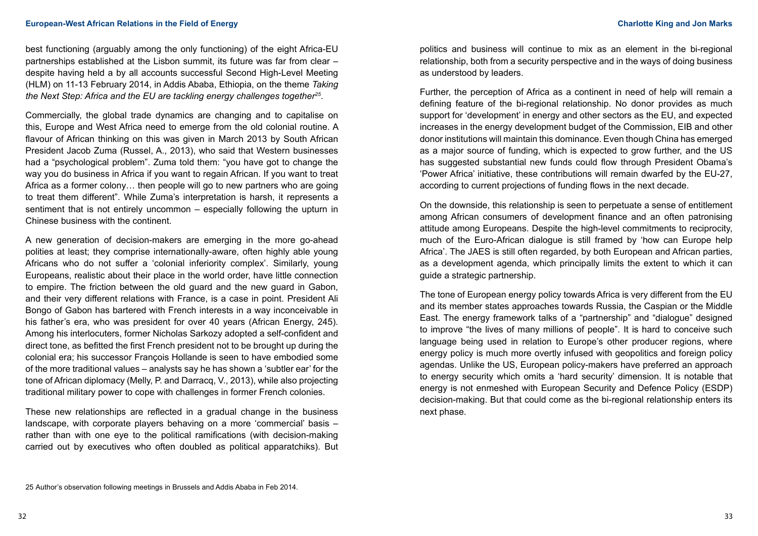best functioning (arguably among the only functioning) of the eight Africa-EU partnerships established at the Lisbon summit, its future was far from clear – despite having held a by all accounts successful Second High-Level Meeting (HLM) on 11-13 February 2014, in Addis Ababa, Ethiopia, on the theme *Taking the Next Step: Africa and the EU are tackling energy challenges together*[25].

Commercially, the global trade dynamics are changing and to capitalise on this, Europe and West Africa need to emerge from the old colonial routine. A flavour of African thinking on this was given in March 2013 by South African President Jacob Zuma (Russel, A., 2013), who said that Western businesses had a "psychological problem". Zuma told them: "you have got to change the way you do business in Africa if you want to regain African. If you want to treat Africa as a former colony… then people will go to new partners who are going to treat them different". While Zuma's interpretation is harsh, it represents a sentiment that is not entirely uncommon – especially following the upturn in Chinese business with the continent.

A new generation of decision-makers are emerging in the more go-ahead polities at least; they comprise internationally-aware, often highly able young Africans who do not suffer a 'colonial inferiority complex'. Similarly, young Europeans, realistic about their place in the world order, have little connection to empire. The friction between the old guard and the new guard in Gabon, and their very different relations with France, is a case in point. President Ali Bongo of Gabon has bartered with French interests in a way inconceivable in his father's era, who was president for over 40 years (African Energy, 245). Among his interlocuters, former Nicholas Sarkozy adopted a self-confident and direct tone, as befitted the first French president not to be brought up during the colonial era; his successor François Hollande is seen to have embodied some of the more traditional values – analysts say he has shown a 'subtler ear' for the tone of African diplomacy (Melly, P. and Darracq, V., 2013), while also projecting traditional military power to cope with challenges in former French colonies.

These new relationships are reflected in a gradual change in the business landscape, with corporate players behaving on a more 'commercial' basis – rather than with one eye to the political ramifications (with decision-making carried out by executives who often doubled as political apparatchiks). But politics and business will continue to mix as an element in the bi-regional relationship, both from a security perspective and in the ways of doing business as understood by leaders.

Further, the perception of Africa as a continent in need of help will remain a defining feature of the bi-regional relationship. No donor provides as much support for 'development' in energy and other sectors as the EU, and expected increases in the energy development budget of the Commission, EIB and other donor institutions will maintain this dominance. Even though China has emerged as a major source of funding, which is expected to grow further, and the US has suggested substantial new funds could flow through President Obama's 'Power Africa' initiative, these contributions will remain dwarfed by the EU-27, according to current projections of funding flows in the next decade.

On the downside, this relationship is seen to perpetuate a sense of entitlement among African consumers of development finance and an often patronising attitude among Europeans. Despite the high-level commitments to reciprocity, much of the Euro-African dialogue is still framed by 'how can Europe help Africa'. The JAES is still often regarded, by both European and African parties, as a development agenda, which principally limits the extent to which it can guide a strategic partnership.

The tone of European energy policy towards Africa is very different from the EU and its member states approaches towards Russia, the Caspian or the Middle East. The energy framework talks of a "partnership" and "dialogue" designed to improve "the lives of many millions of people". It is hard to conceive such language being used in relation to Europe's other producer regions, where energy policy is much more overtly infused with geopolitics and foreign policy agendas. Unlike the US, European policy-makers have preferred an approach to energy security which omits a 'hard security' dimension. It is notable that energy is not enmeshed with European Security and Defence Policy (ESDP) decision-making. But that could come as the bi-regional relationship enters its next phase.

25 Author's observation following meetings in Brussels and Addis Ababa in Feb 2014.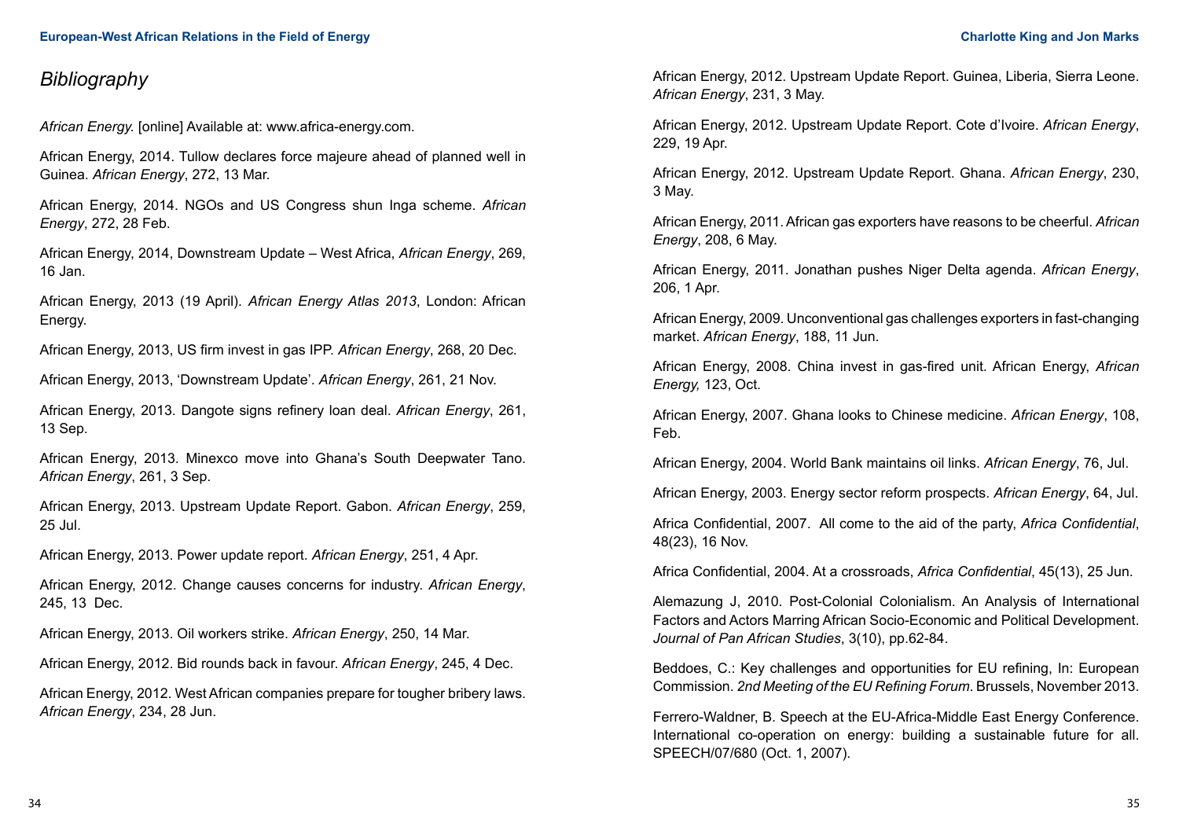# *Bibliography*

*African Energy.* [online] Available at: www.africa-energy.com.

African Energy, 2014. Tullow declares force majeure ahead of planned well in Guinea. *African Energy*, 272, 13 Mar.

African Energy, 2014. NGOs and US Congress shun Inga scheme. *African Energy*, 272, 28 Feb.

African Energy, 2014, Downstream Update – West Africa, *African Energy*, 269, 16 Jan.

African Energy, 2013 (19 April). *African Energy Atlas 2013*, London: African Energy.

African Energy, 2013, US firm invest in gas IPP. *African Energy*, 268, 20 Dec.

African Energy, 2013, 'Downstream Update'. *African Energy*, 261, 21 Nov.

African Energy, 2013. Dangote signs refinery loan deal. *African Energy*, 261, 13 Sep.

African Energy, 2013. Minexco move into Ghana's South Deepwater Tano. *African Energy*, 261, 3 Sep.

African Energy, 2013. Upstream Update Report. Gabon. *African Energy*, 259, 25 Jul.

African Energy, 2013. Power update report. *African Energy*, 251, 4 Apr.

African Energy, 2012. Change causes concerns for industry. *African Energy*, 245, 13 Dec.

African Energy, 2013. Oil workers strike. *African Energy*, 250, 14 Mar.

African Energy, 2012. Bid rounds back in favour. *African Energy*, 245, 4 Dec.

African Energy, 2012. West African companies prepare for tougher bribery laws. *African Energy*, 234, 28 Jun.

African Energy, 2012. Upstream Update Report. Guinea, Liberia, Sierra Leone. *African Energy*, 231, 3 May.

African Energy, 2012. Upstream Update Report. Cote d'Ivoire. *African Energy*, 229, 19 Apr.

African Energy, 2012. Upstream Update Report. Ghana. *African Energy*, 230, 3 May.

African Energy, 2011. African gas exporters have reasons to be cheerful. *African Energy*, 208, 6 May.

African Energy, 2011. Jonathan pushes Niger Delta agenda. *African Energy*, 206, 1 Apr.

African Energy, 2009. Unconventional gas challenges exporters in fast-changing market. *African Energy*, 188, 11 Jun.

African Energy, 2008. China invest in gas-fired unit. African Energy, *African Energy,* 123, Oct.

African Energy, 2007. Ghana looks to Chinese medicine. *African Energy*, 108, Feb.

African Energy, 2004. World Bank maintains oil links. *African Energy*, 76, Jul.

African Energy, 2003. Energy sector reform prospects. *African Energy*, 64, Jul.

Africa Confidential, 2007. All come to the aid of the party, *Africa Confidential*, 48(23), 16 Nov.

Africa Confidential, 2004. At a crossroads, *Africa Confidential*, 45(13), 25 Jun.

Alemazung J, 2010. Post-Colonial Colonialism. An Analysis of International Factors and Actors Marring African Socio-Economic and Political Development. *Journal of Pan African Studies*, 3(10), pp.62-84.

Beddoes, C.: Key challenges and opportunities for EU refining, In: European Commission. *2nd Meeting of the EU Refining Forum*. Brussels, November 2013.

Ferrero-Waldner, B. Speech at the EU-Africa-Middle East Energy Conference. International co-operation on energy: building a sustainable future for all. SPEECH/07/680 (Oct. 1, 2007).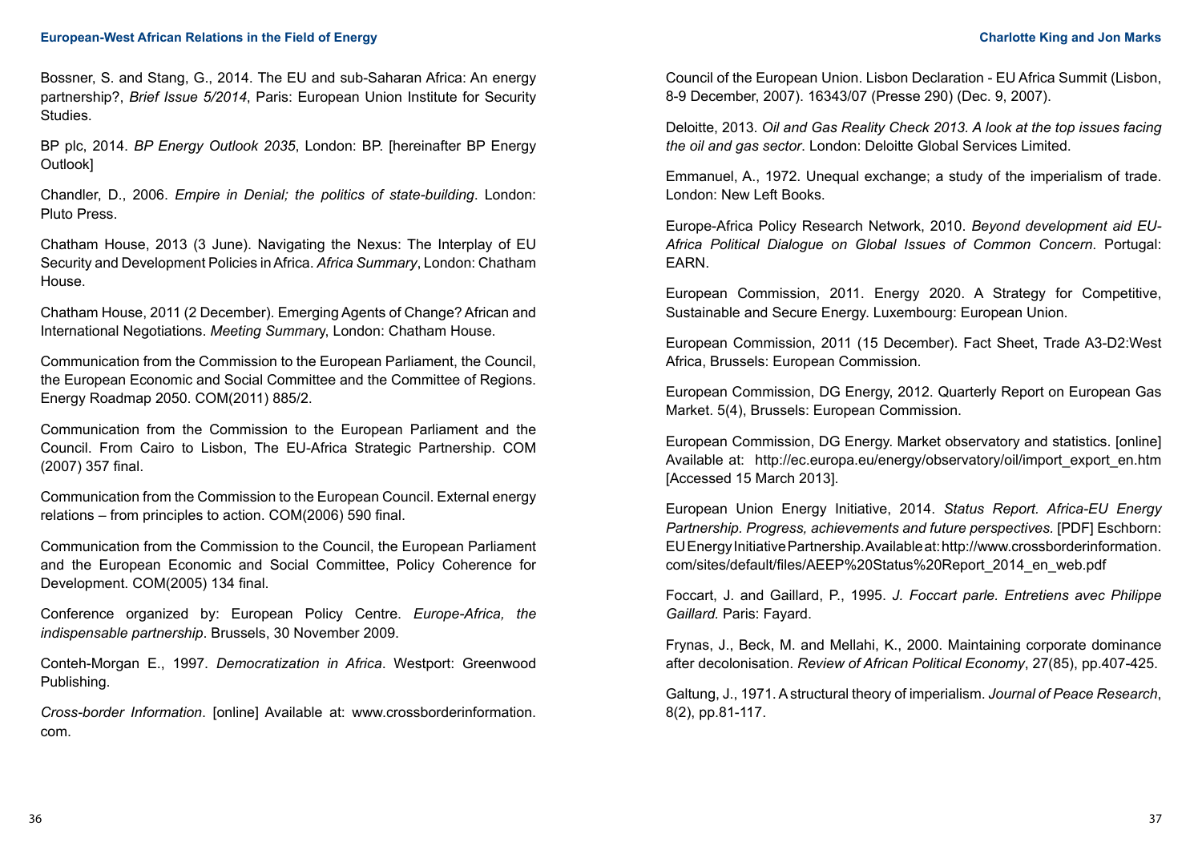Bossner, S. and Stang, G., 2014. The EU and sub-Saharan Africa: An energy partnership?, *Brief Issue 5/2014*, Paris: European Union Institute for Security Studies.

BP plc, 2014. *BP Energy Outlook 2035*, London: BP. [hereinafter BP Energy Outlook]

Chandler, D., 2006. *Empire in Denial; the politics of state-building*. London: Pluto Press.

Chatham House, 2013 (3 June). Navigating the Nexus: The Interplay of EU Security and Development Policies in Africa. *Africa Summary*, London: Chatham House.

Chatham House, 2011 (2 December). Emerging Agents of Change? African and International Negotiations. *Meeting Summar*y, London: Chatham House.

Communication from the Commission to the European Parliament, the Council, the European Economic and Social Committee and the Committee of Regions. Energy Roadmap 2050. COM(2011) 885/2.

Communication from the Commission to the European Parliament and the Council. From Cairo to Lisbon, The EU-Africa Strategic Partnership. COM (2007) 357 final.

Communication from the Commission to the European Council. External energy relations – from principles to action. COM(2006) 590 final.

Communication from the Commission to the Council, the European Parliament and the European Economic and Social Committee, Policy Coherence for Development. COM(2005) 134 final.

Conference organized by: European Policy Centre. *Europe-Africa, the indispensable partnership*. Brussels, 30 November 2009.

Conteh-Morgan E., 1997. *Democratization in Africa*. Westport: Greenwood Publishing.

*Cross-border Information*. [online] Available at: www.crossborderinformation.com.

Council of the European Union. Lisbon Declaration - EU Africa Summit (Lisbon, 8-9 December, 2007). 16343/07 (Presse 290) (Dec. 9, 2007).

Deloitte, 2013. *Oil and Gas Reality Check 2013. A look at the top issues facing the oil and gas sector*. London: Deloitte Global Services Limited.

Emmanuel, A., 1972. Unequal exchange; a study of the imperialism of trade. London: New Left Books.

Europe-Africa Policy Research Network, 2010. *Beyond development aid EU-Africa Political Dialogue on Global Issues of Common Concern*. Portugal: EARN.

European Commission, 2011. Energy 2020. A Strategy for Competitive, Sustainable and Secure Energy. Luxembourg: European Union.

European Commission, 2011 (15 December). Fact Sheet, Trade A3-D2:West Africa, Brussels: European Commission.

European Commission, DG Energy, 2012. Quarterly Report on European Gas Market. 5(4), Brussels: European Commission.

European Commission, DG Energy. Market observatory and statistics. [online] Available at: http://ec.europa.eu/energy/observatory/oil/import_export_en.htm [Accessed 15 March 2013].

European Union Energy Initiative, 2014. *Status Report. Africa-EU Energy Partnership. Progress, achievements and future perspectives.* [PDF] Eschborn: EU Energy Initiative Partnership. Available at: http://www.crossborderinformation.com/sites/default/files/AEEP%20Status%20Report_2014_en_web.pdf

Foccart, J. and Gaillard, P., 1995. *J. Foccart parle. Entretiens avec Philippe Gaillard.* Paris: Fayard.

Frynas, J., Beck, M. and Mellahi, K., 2000. Maintaining corporate dominance after decolonisation. *Review of African Political Economy*, 27(85), pp.407-425.

Galtung, J., 1971. A structural theory of imperialism. *Journal of Peace Research*, 8(2), pp.81-117.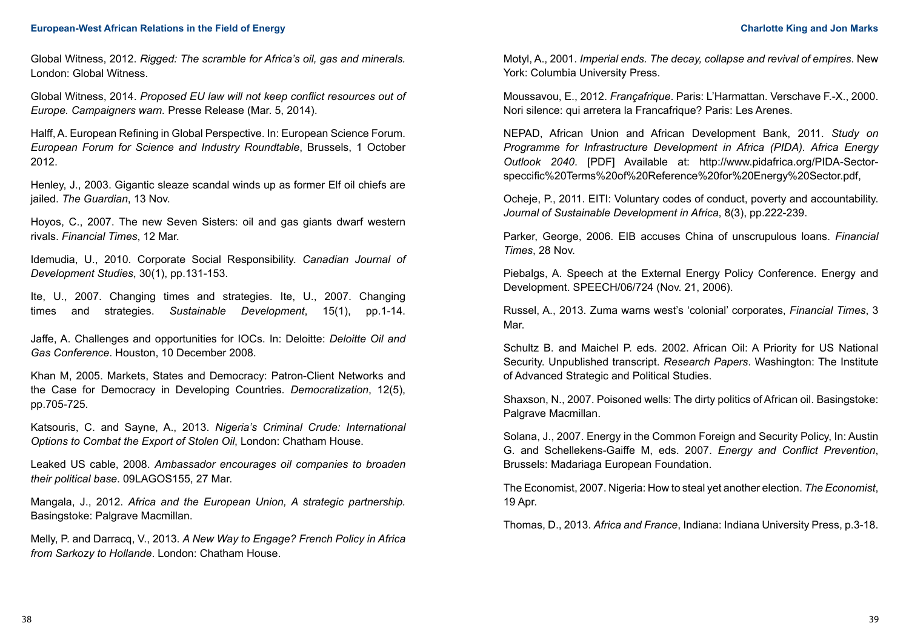Global Witness, 2012. *Rigged: The scramble for Africa's oil, gas and minerals.* London: Global Witness.

Global Witness, 2014. *Proposed EU law will not keep conflict resources out of Europe. Campaigners warn.* Presse Release (Mar. 5, 2014).

Halff, A. European Refining in Global Perspective. In: European Science Forum. *European Forum for Science and Industry Roundtable*, Brussels, 1 October 2012.

Henley, J., 2003. Gigantic sleaze scandal winds up as former Elf oil chiefs are jailed. *The Guardian*, 13 Nov.

Hoyos, C., 2007. The new Seven Sisters: oil and gas giants dwarf western rivals. *Financial Times*, 12 Mar.

Idemudia, U., 2010. Corporate Social Responsibility. *Canadian Journal of Development Studies*, 30(1), pp.131-153.

Ite, U., 2007. Changing times and strategies. Ite, U., 2007. Changing times and strategies. *Sustainable Development*, 15(1), pp.1-14.

Jaffe, A. Challenges and opportunities for IOCs. In: Deloitte: *Deloitte Oil and Gas Conference*. Houston, 10 December 2008.

Khan M, 2005. Markets, States and Democracy: Patron-Client Networks and the Case for Democracy in Developing Countries. *Democratization*, 12(5), pp.705-725.

Katsouris, C. and Sayne, A., 2013. *Nigeria's Criminal Crude: International Options to Combat the Export of Stolen Oil*, London: Chatham House.

Leaked US cable, 2008. *Ambassador encourages oil companies to broaden their political base*. 09LAGOS155, 27 Mar.

Mangala, J., 2012. *Africa and the European Union, A strategic partnership.* Basingstoke: Palgrave Macmillan.

Melly, P. and Darracq, V., 2013. *A New Way to Engage? French Policy in Africa from Sarkozy to Hollande*. London: Chatham House.

Motyl, A., 2001. *Imperial ends. The decay, collapse and revival of empires*. New York: Columbia University Press.

Moussavou, E., 2012. *Françafrique*. Paris: L'Harmattan. Verschave F.-X., 2000. Nori silence: qui arretera la Francafrique? Paris: Les Arenes.

NEPAD, African Union and African Development Bank, 2011. *Study on Programme for Infrastructure Development in Africa (PIDA). Africa Energy Outlook 2040*. [PDF] Available at: http://www.pidafrica.org/PIDA-Sector-speccific%20Terms%20of%20Reference%20for%20Energy%20Sector.pdf,

Ocheje, P., 2011. EITI: Voluntary codes of conduct, poverty and accountability. *Journal of Sustainable Development in Africa*, 8(3), pp.222-239.

Parker, George, 2006. EIB accuses China of unscrupulous loans. *Financial Times*, 28 Nov.

Piebalgs, A. Speech at the External Energy Policy Conference. Energy and Development. SPEECH/06/724 (Nov. 21, 2006).

Russel, A., 2013. Zuma warns west's 'colonial' corporates, *Financial Times*, 3 Mar.

Schultz B. and Maichel P. eds. 2002. African Oil: A Priority for US National Security. Unpublished transcript. *Research Papers*. Washington: The Institute of Advanced Strategic and Political Studies.

Shaxson, N., 2007. Poisoned wells: The dirty politics of African oil. Basingstoke: Palgrave Macmillan.

Solana, J., 2007. Energy in the Common Foreign and Security Policy, In: Austin G. and Schellekens-Gaiffe M, eds. 2007. *Energy and Conflict Prevention*, Brussels: Madariaga European Foundation.

The Economist, 2007. Nigeria: How to steal yet another election. *The Economist*, 19 Apr.

Thomas, D., 2013. *Africa and France*, Indiana: Indiana University Press, p.3-18.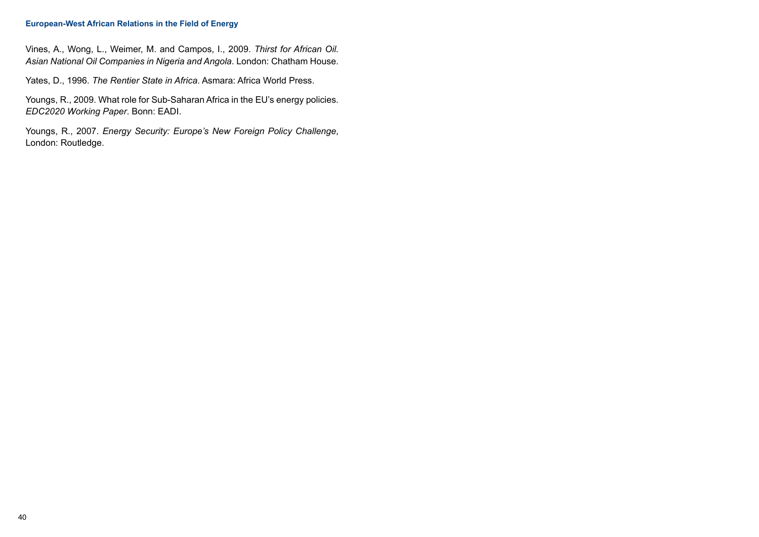Vines, A., Wong, L., Weimer, M. and Campos, I., 2009. *Thirst for African Oil. Asian National Oil Companies in Nigeria and Angola*. London: Chatham House.

Yates, D., 1996. *The Rentier State in Africa*. Asmara: Africa World Press.

Youngs, R., 2009. What role for Sub-Saharan Africa in the EU's energy policies. *EDC2020 Working Paper*. Bonn: EADI.

Youngs, R., 2007. *Energy Security: Europe's New Foreign Policy Challenge*, London: Routledge.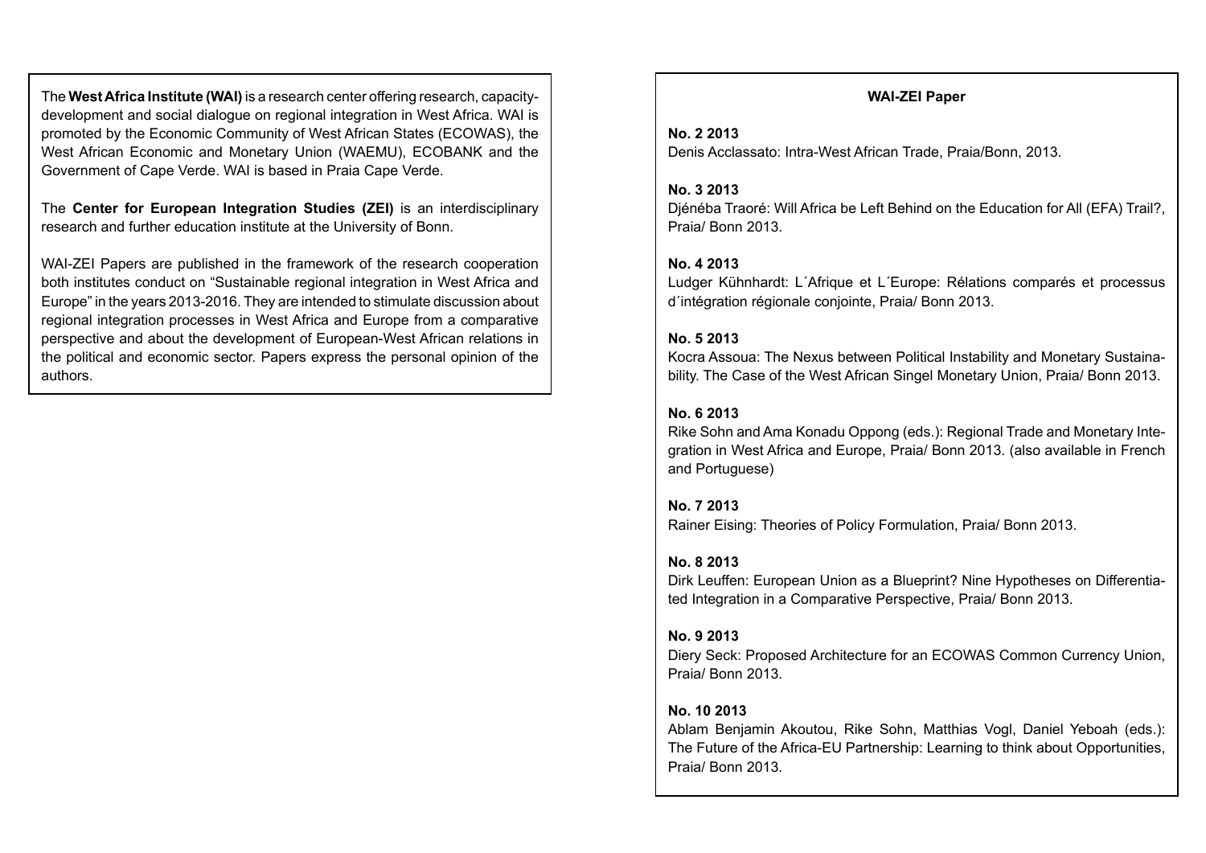The **West Africa Institute (WAI)** is a research center offering research, capacity-development and social dialogue on regional integration in West Africa. WAI is promoted by the Economic Community of West African States (ECOWAS), the West African Economic and Monetary Union (WAEMU), ECOBANK and the Government of Cape Verde. WAI is based in Praia Cape Verde.

The **Center for European Integration Studies (ZEI)** is an interdisciplinary research and further education institute at the University of Bonn.

WAI-ZEI Papers are published in the framework of the research cooperation both institutes conduct on "Sustainable regional integration in West Africa and Europe" in the years 2013-2016. They are intended to stimulate discussion about regional integration processes in West Africa and Europe from a comparative perspective and about the development of European-West African relations in the political and economic sector. Papers express the personal opinion of the authors.

**WAI-ZEI Paper**

**No. 2 2013**
Denis Acclassato: Intra-West African Trade, Praia/Bonn, 2013.

**No. 3 2013**
Djénéba Traoré: Will Africa be Left Behind on the Education for All (EFA) Trail?, Praia/ Bonn 2013.

**No. 4 2013**
Ludger Kühnhardt: L´Afrique et L´Europe: Rélations comparés et processus d´intégration régionale conjointe, Praia/ Bonn 2013.

**No. 5 2013**
Kocra Assoua: The Nexus between Political Instability and Monetary Sustainability. The Case of the West African Singel Monetary Union, Praia/ Bonn 2013.

**No. 6 2013**
Rike Sohn and Ama Konadu Oppong (eds.): Regional Trade and Monetary Integration in West Africa and Europe, Praia/ Bonn 2013. (also available in French and Portuguese)

**No. 7 2013**
Rainer Eising: Theories of Policy Formulation, Praia/ Bonn 2013.

**No. 8 2013**
Dirk Leuffen: European Union as a Blueprint? Nine Hypotheses on Differentiated Integration in a Comparative Perspective, Praia/ Bonn 2013.

**No. 9 2013**
Diery Seck: Proposed Architecture for an ECOWAS Common Currency Union, Praia/ Bonn 2013.

**No. 10 2013**
Ablam Benjamin Akoutou, Rike Sohn, Matthias Vogl, Daniel Yeboah (eds.): The Future of the Africa-EU Partnership: Learning to think about Opportunities, Praia/ Bonn 2013.